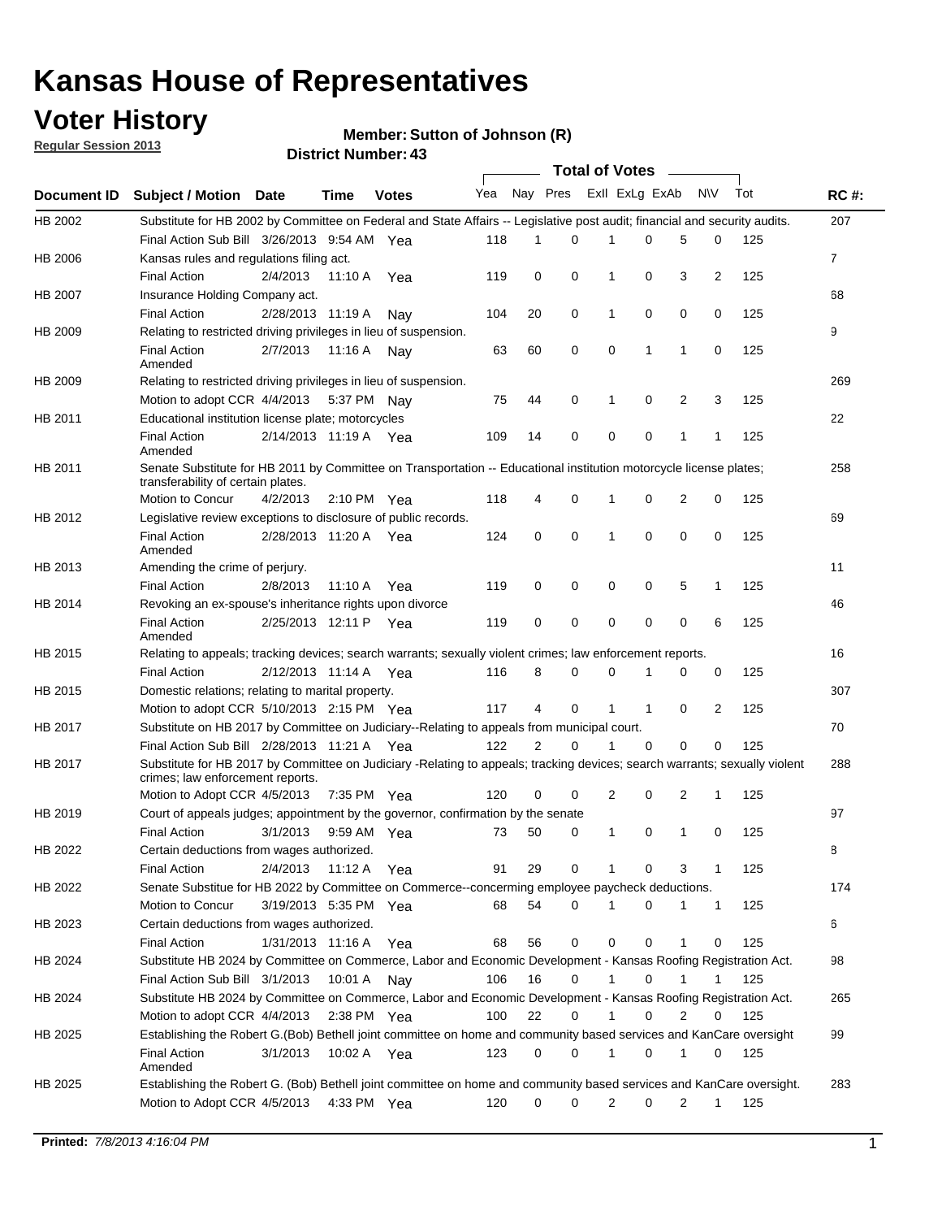# Kansas House of Representatives

## Voter History

**Regular Session 2013**

**Member: Sutton of Johnson (R)**

**District Number: 43**

| Document ID | Subject / Motion | Date | Time | Votes | Yea | Nay | Pres | ExII | ExLg | ExAb | N\V | Tot | RC #: |
|---|---|---|---|---|---|---|---|---|---|---|---|---|---|
| HB 2002 | Substitute for HB 2002 by Committee on Federal and State Affairs -- Legislative post audit; financial and security audits. | | | | | | | | | | | | 207 |
| | Final Action Sub Bill | 3/26/2013 | 9:54 AM | Yea | 118 | 1 | 0 | 1 | 0 | 5 | 0 | 125 | |
| HB 2006 | Kansas rules and regulations filing act. | | | | | | | | | | | | 7 |
| | Final Action | 2/4/2013 | 11:10 A | Yea | 119 | 0 | 0 | 1 | 0 | 3 | 2 | 125 | |
| HB 2007 | Insurance Holding Company act. | | | | | | | | | | | | 68 |
| | Final Action | 2/28/2013 | 11:19 A | Nay | 104 | 20 | 0 | 1 | 0 | 0 | 0 | 125 | |
| HB 2009 | Relating to restricted driving privileges in lieu of suspension. | | | | | | | | | | | | 9 |
| | Final Action Amended | 2/7/2013 | 11:16 A | Nay | 63 | 60 | 0 | 0 | 1 | 1 | 0 | 125 | |
| HB 2009 | Relating to restricted driving privileges in lieu of suspension. | | | | | | | | | | | | 269 |
| | Motion to adopt CCR | 4/4/2013 | 5:37 PM | Nay | 75 | 44 | 0 | 1 | 0 | 2 | 3 | 125 | |
| HB 2011 | Educational institution license plate; motorcycles | | | | | | | | | | | | 22 |
| | Final Action Amended | 2/14/2013 | 11:19 A | Yea | 109 | 14 | 0 | 0 | 0 | 1 | 1 | 125 | |
| HB 2011 | Senate Substitute for HB 2011 by Committee on Transportation -- Educational institution motorcycle license plates; transferability of certain plates. | | | | | | | | | | | | 258 |
| | Motion to Concur | 4/2/2013 | 2:10 PM | Yea | 118 | 4 | 0 | 1 | 0 | 2 | 0 | 125 | |
| HB 2012 | Legislative review exceptions to disclosure of public records. | | | | | | | | | | | | 69 |
| | Final Action Amended | 2/28/2013 | 11:20 A | Yea | 124 | 0 | 0 | 1 | 0 | 0 | 0 | 125 | |
| HB 2013 | Amending the crime of perjury. | | | | | | | | | | | | 11 |
| | Final Action | 2/8/2013 | 11:10 A | Yea | 119 | 0 | 0 | 0 | 0 | 5 | 1 | 125 | |
| HB 2014 | Revoking an ex-spouse's inheritance rights upon divorce | | | | | | | | | | | | 46 |
| | Final Action Amended | 2/25/2013 | 12:11 P | Yea | 119 | 0 | 0 | 0 | 0 | 0 | 6 | 125 | |
| HB 2015 | Relating to appeals; tracking devices; search warrants; sexually violent crimes; law enforcement reports. | | | | | | | | | | | | 16 |
| | Final Action | 2/12/2013 | 11:14 A | Yea | 116 | 8 | 0 | 0 | 1 | 0 | 0 | 125 | |
| HB 2015 | Domestic relations; relating to marital property. | | | | | | | | | | | | 307 |
| | Motion to adopt CCR | 5/10/2013 | 2:15 PM | Yea | 117 | 4 | 0 | 1 | 1 | 0 | 2 | 125 | |
| HB 2017 | Substitute on HB 2017 by Committee on Judiciary--Relating to appeals from municipal court. | | | | | | | | | | | | 70 |
| | Final Action Sub Bill | 2/28/2013 | 11:21 A | Yea | 122 | 2 | 0 | 1 | 0 | 0 | 0 | 125 | |
| HB 2017 | Substitute for HB 2017 by Committee on Judiciary -Relating to appeals; tracking devices; search warrants; sexually violent crimes; law enforcement reports. | | | | | | | | | | | | 288 |
| | Motion to Adopt CCR | 4/5/2013 | 7:35 PM | Yea | 120 | 0 | 0 | 2 | 0 | 2 | 1 | 125 | |
| HB 2019 | Court of appeals judges; appointment by the governor, confirmation by the senate | | | | | | | | | | | | 97 |
| | Final Action | 3/1/2013 | 9:59 AM | Yea | 73 | 50 | 0 | 1 | 0 | 1 | 0 | 125 | |
| HB 2022 | Certain deductions from wages authorized. | | | | | | | | | | | | 8 |
| | Final Action | 2/4/2013 | 11:12 A | Yea | 91 | 29 | 0 | 1 | 0 | 3 | 1 | 125 | |
| HB 2022 | Senate Substitue for HB 2022 by Committee on Commerce--concerning employee paycheck deductions. | | | | | | | | | | | | 174 |
| | Motion to Concur | 3/19/2013 | 5:35 PM | Yea | 68 | 54 | 0 | 1 | 0 | 1 | 1 | 125 | |
| HB 2023 | Certain deductions from wages authorized. | | | | | | | | | | | | 6 |
| | Final Action | 1/31/2013 | 11:16 A | Yea | 68 | 56 | 0 | 0 | 0 | 1 | 0 | 125 | |
| HB 2024 | Substitute HB 2024 by Committee on Commerce, Labor and Economic Development - Kansas Roofing Registration Act. | | | | | | | | | | | | 98 |
| | Final Action Sub Bill | 3/1/2013 | 10:01 A | Nay | 106 | 16 | 0 | 1 | 0 | 1 | 1 | 125 | |
| HB 2024 | Substitute HB 2024 by Committee on Commerce, Labor and Economic Development - Kansas Roofing Registration Act. | | | | | | | | | | | | 265 |
| | Motion to adopt CCR | 4/4/2013 | 2:38 PM | Yea | 100 | 22 | 0 | 1 | 0 | 2 | 0 | 125 | |
| HB 2025 | Establishing the Robert G.(Bob) Bethell joint committee on home and community based services and KanCare oversight | | | | | | | | | | | | 99 |
| | Final Action Amended | 3/1/2013 | 10:02 A | Yea | 123 | 0 | 0 | 1 | 0 | 1 | 0 | 125 | |
| HB 2025 | Establishing the Robert G. (Bob) Bethell joint committee on home and community based services and KanCare oversight. | | | | | | | | | | | | 283 |
| | Motion to Adopt CCR | 4/5/2013 | 4:33 PM | Yea | 120 | 0 | 0 | 2 | 0 | 2 | 1 | 125 | |

**Printed:** *7/8/2013 4:16:04 PM*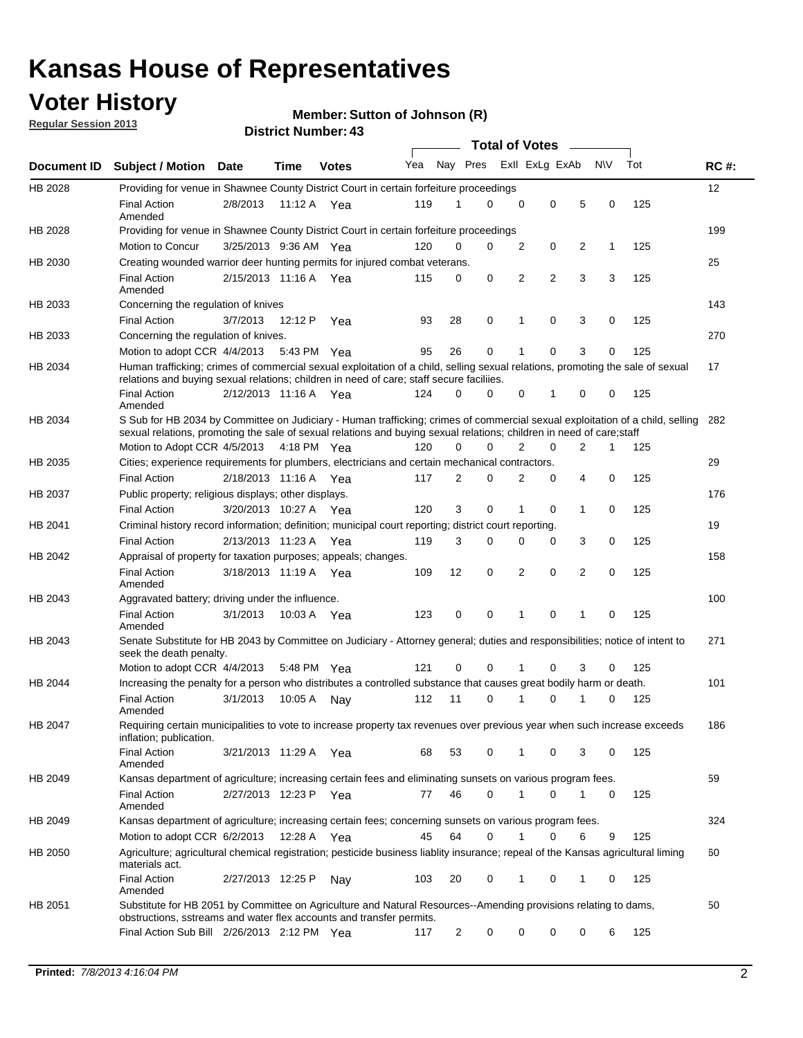# Kansas House of Representatives

## Voter History

**Regular Session 2013**

**Member: Sutton of Johnson (R)**

**District Number: 43**

| Document ID | Subject / Motion | Date | Time | Votes | Yea | Nay | Pres | ExII | ExLg | ExAb | N\V | Tot | RC #: |
|---|---|---|---|---|---|---|---|---|---|---|---|---|---|
| HB 2028 | Providing for venue in Shawnee County District Court in certain forfeiture proceedings | | | | | | | | | | | | 12 |
| | Final Action Amended | 2/8/2013 | 11:12 A | Yea | 119 | 1 | 0 | 0 | 0 | 5 | 0 | 125 | |
| HB 2028 | Providing for venue in Shawnee County District Court in certain forfeiture proceedings | | | | | | | | | | | | 199 |
| | Motion to Concur | 3/25/2013 | 9:36 AM | Yea | 120 | 0 | 0 | 2 | 0 | 2 | 1 | 125 | |
| HB 2030 | Creating wounded warrior deer hunting permits for injured combat veterans. | | | | | | | | | | | | 25 |
| | Final Action Amended | 2/15/2013 | 11:16 A | Yea | 115 | 0 | 0 | 2 | 2 | 3 | 3 | 125 | |
| HB 2033 | Concerning the regulation of knives | | | | | | | | | | | | 143 |
| | Final Action | 3/7/2013 | 12:12 P | Yea | 93 | 28 | 0 | 1 | 0 | 3 | 0 | 125 | |
| HB 2033 | Concerning the regulation of knives. | | | | | | | | | | | | 270 |
| | Motion to adopt CCR | 4/4/2013 | 5:43 PM | Yea | 95 | 26 | 0 | 1 | 0 | 3 | 0 | 125 | |
| HB 2034 | Human trafficking; crimes of commercial sexual exploitation of a child, selling sexual relations, promoting the sale of sexual relations and buying sexual relations; children in need of care; staff secure faciliies. | | | | | | | | | | | | 17 |
| | Final Action Amended | 2/12/2013 | 11:16 A | Yea | 124 | 0 | 0 | 0 | 1 | 0 | 0 | 125 | |
| HB 2034 | S Sub for HB 2034 by Committee on Judiciary - Human trafficking; crimes of commercial sexual exploitation of a child, selling sexual relations, promoting the sale of sexual relations and buying sexual relations; children in need of care;staff | | | | | | | | | | | | 282 |
| | Motion to Adopt CCR | 4/5/2013 | 4:18 PM | Yea | 120 | 0 | 0 | 2 | 0 | 2 | 1 | 125 | |
| HB 2035 | Cities; experience requirements for plumbers, electricians and certain mechanical contractors. | | | | | | | | | | | | 29 |
| | Final Action | 2/18/2013 | 11:16 A | Yea | 117 | 2 | 0 | 2 | 0 | 4 | 0 | 125 | |
| HB 2037 | Public property; religious displays; other displays. | | | | | | | | | | | | 176 |
| | Final Action | 3/20/2013 | 10:27 A | Yea | 120 | 3 | 0 | 1 | 0 | 1 | 0 | 125 | |
| HB 2041 | Criminal history record information; definition; municipal court reporting; district court reporting. | | | | | | | | | | | | 19 |
| | Final Action | 2/13/2013 | 11:23 A | Yea | 119 | 3 | 0 | 0 | 0 | 3 | 0 | 125 | |
| HB 2042 | Appraisal of property for taxation purposes; appeals; changes. | | | | | | | | | | | | 158 |
| | Final Action Amended | 3/18/2013 | 11:19 A | Yea | 109 | 12 | 0 | 2 | 0 | 2 | 0 | 125 | |
| HB 2043 | Aggravated battery; driving under the influence. | | | | | | | | | | | | 100 |
| | Final Action Amended | 3/1/2013 | 10:03 A | Yea | 123 | 0 | 0 | 1 | 0 | 1 | 0 | 125 | |
| HB 2043 | Senate Substitute for HB 2043 by Committee on Judiciary - Attorney general; duties and responsibilities; notice of intent to seek the death penalty. | | | | | | | | | | | | 271 |
| | Motion to adopt CCR | 4/4/2013 | 5:48 PM | Yea | 121 | 0 | 0 | 1 | 0 | 3 | 0 | 125 | |
| HB 2044 | Increasing the penalty for a person who distributes a controlled substance that causes great bodily harm or death. | | | | | | | | | | | | 101 |
| | Final Action Amended | 3/1/2013 | 10:05 A | Nay | 112 | 11 | 0 | 1 | 0 | 1 | 0 | 125 | |
| HB 2047 | Requiring certain municipalities to vote to increase property tax revenues over previous year when such increase exceeds inflation; publication. | | | | | | | | | | | | 186 |
| | Final Action Amended | 3/21/2013 | 11:29 A | Yea | 68 | 53 | 0 | 1 | 0 | 3 | 0 | 125 | |
| HB 2049 | Kansas department of agriculture; increasing certain fees and eliminating sunsets on various program fees. | | | | | | | | | | | | 59 |
| | Final Action Amended | 2/27/2013 | 12:23 P | Yea | 77 | 46 | 0 | 1 | 0 | 1 | 0 | 125 | |
| HB 2049 | Kansas department of agriculture; increasing certain fees; concerning sunsets on various program fees. | | | | | | | | | | | | 324 |
| | Motion to adopt CCR | 6/2/2013 | 12:28 A | Yea | 45 | 64 | 0 | 1 | 0 | 6 | 9 | 125 | |
| HB 2050 | Agriculture; agricultural chemical registration; pesticide business liablity insurance; repeal of the Kansas agricultural liming materials act. | | | | | | | | | | | | 60 |
| | Final Action Amended | 2/27/2013 | 12:25 P | Nay | 103 | 20 | 0 | 1 | 0 | 1 | 0 | 125 | |
| HB 2051 | Substitute for HB 2051 by Committee on Agriculture and Natural Resources--Amending provisions relating to dams, obstructions, sstreams and water flex accounts and transfer permits. | | | | | | | | | | | | 50 |
| | Final Action Sub Bill | 2/26/2013 | 2:12 PM | Yea | 117 | 2 | 0 | 0 | 0 | 0 | 6 | 125 | |

**Printed:** *7/8/2013 4:16:04 PM*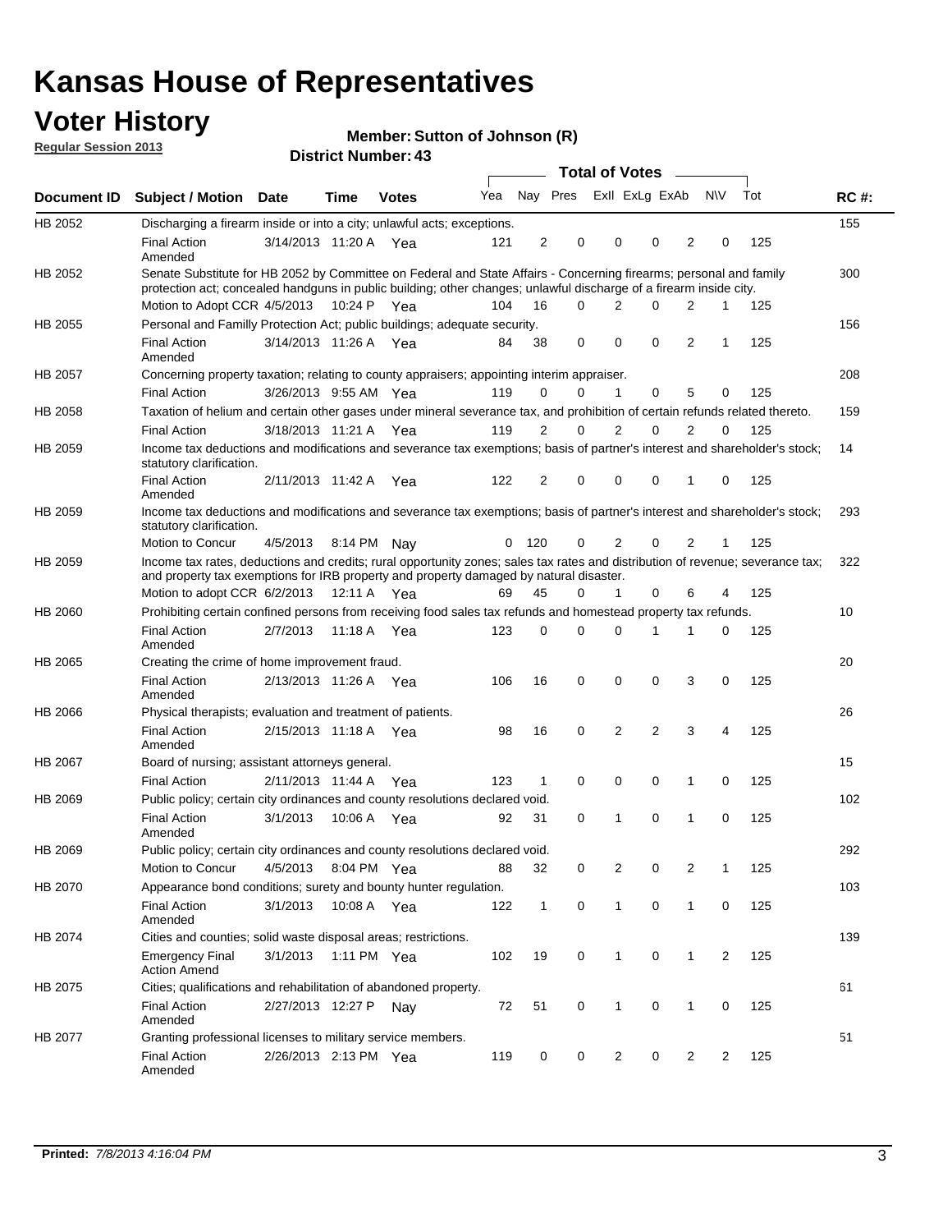# Kansas House of Representatives

## Voter History

**Regular Session 2013**

**Member: Sutton of Johnson (R)**

**District Number: 43**

| Document ID | Subject / Motion | Date | Time | Votes | Yea | Nay | Pres | ExII | ExLg | ExAb | N\V | Tot | RC #: |
|---|---|---|---|---|---|---|---|---|---|---|---|---|---|
| HB 2052 | Discharging a firearm inside or into a city; unlawful acts; exceptions. | | | | | | | | | | | | 155 |
| | Final Action Amended | 3/14/2013 | 11:20 A | Yea | 121 | 2 | 0 | 0 | 0 | 2 | 0 | 125 | |
| HB 2052 | Senate Substitute for HB 2052 by Committee on Federal and State Affairs - Concerning firearms; personal and family protection act; concealed handguns in public building; other changes; unlawful discharge of a firearm inside city. | | | | | | | | | | | | 300 |
| | Motion to Adopt CCR | 4/5/2013 | 10:24 P | Yea | 104 | 16 | 0 | 2 | 0 | 2 | 1 | 125 | |
| HB 2055 | Personal and Familly Protection Act; public buildings; adequate security. | | | | | | | | | | | | 156 |
| | Final Action Amended | 3/14/2013 | 11:26 A | Yea | 84 | 38 | 0 | 0 | 0 | 2 | 1 | 125 | |
| HB 2057 | Concerning property taxation; relating to county appraisers; appointing interim appraiser. | | | | | | | | | | | | 208 |
| | Final Action | 3/26/2013 | 9:55 AM | Yea | 119 | 0 | 0 | 1 | 0 | 5 | 0 | 125 | |
| HB 2058 | Taxation of helium and certain other gases under mineral severance tax, and prohibition of certain refunds related thereto. | | | | | | | | | | | | 159 |
| | Final Action | 3/18/2013 | 11:21 A | Yea | 119 | 2 | 0 | 2 | 0 | 2 | 0 | 125 | |
| HB 2059 | Income tax deductions and modifications and severance tax exemptions; basis of partner's interest and shareholder's stock; statutory clarification. | | | | | | | | | | | | 14 |
| | Final Action Amended | 2/11/2013 | 11:42 A | Yea | 122 | 2 | 0 | 0 | 0 | 1 | 0 | 125 | |
| HB 2059 | Income tax deductions and modifications and severance tax exemptions; basis of partner's interest and shareholder's stock; statutory clarification. | | | | | | | | | | | | 293 |
| | Motion to Concur | 4/5/2013 | 8:14 PM | Nay | 0 | 120 | 0 | 2 | 0 | 2 | 1 | 125 | |
| HB 2059 | Income tax rates, deductions and credits; rural opportunity zones; sales tax rates and distribution of revenue; severance tax; and property tax exemptions for IRB property and property damaged by natural disaster. | | | | | | | | | | | | 322 |
| | Motion to adopt CCR | 6/2/2013 | 12:11 A | Yea | 69 | 45 | 0 | 1 | 0 | 6 | 4 | 125 | |
| HB 2060 | Prohibiting certain confined persons from receiving food sales tax refunds and homestead property tax refunds. | | | | | | | | | | | | 10 |
| | Final Action Amended | 2/7/2013 | 11:18 A | Yea | 123 | 0 | 0 | 0 | 1 | 1 | 0 | 125 | |
| HB 2065 | Creating the crime of home improvement fraud. | | | | | | | | | | | | 20 |
| | Final Action Amended | 2/13/2013 | 11:26 A | Yea | 106 | 16 | 0 | 0 | 0 | 3 | 0 | 125 | |
| HB 2066 | Physical therapists; evaluation and treatment of patients. | | | | | | | | | | | | 26 |
| | Final Action Amended | 2/15/2013 | 11:18 A | Yea | 98 | 16 | 0 | 2 | 2 | 3 | 4 | 125 | |
| HB 2067 | Board of nursing; assistant attorneys general. | | | | | | | | | | | | 15 |
| | Final Action | 2/11/2013 | 11:44 A | Yea | 123 | 1 | 0 | 0 | 0 | 1 | 0 | 125 | |
| HB 2069 | Public policy; certain city ordinances and county resolutions declared void. | | | | | | | | | | | | 102 |
| | Final Action Amended | 3/1/2013 | 10:06 A | Yea | 92 | 31 | 0 | 1 | 0 | 1 | 0 | 125 | |
| HB 2069 | Public policy; certain city ordinances and county resolutions declared void. | | | | | | | | | | | | 292 |
| | Motion to Concur | 4/5/2013 | 8:04 PM | Yea | 88 | 32 | 0 | 2 | 0 | 2 | 1 | 125 | |
| HB 2070 | Appearance bond conditions; surety and bounty hunter regulation. | | | | | | | | | | | | 103 |
| | Final Action Amended | 3/1/2013 | 10:08 A | Yea | 122 | 1 | 0 | 1 | 0 | 1 | 0 | 125 | |
| HB 2074 | Cities and counties; solid waste disposal areas; restrictions. | | | | | | | | | | | | 139 |
| | Emergency Final Action Amend | 3/1/2013 | 1:11 PM | Yea | 102 | 19 | 0 | 1 | 0 | 1 | 2 | 125 | |
| HB 2075 | Cities; qualifications and rehabilitation of abandoned property. | | | | | | | | | | | | 61 |
| | Final Action Amended | 2/27/2013 | 12:27 P | Nay | 72 | 51 | 0 | 1 | 0 | 1 | 0 | 125 | |
| HB 2077 | Granting professional licenses to military service members. | | | | | | | | | | | | 51 |
| | Final Action Amended | 2/26/2013 | 2:13 PM | Yea | 119 | 0 | 0 | 2 | 0 | 2 | 2 | 125 | |

**Printed:** *7/8/2013 4:16:04 PM*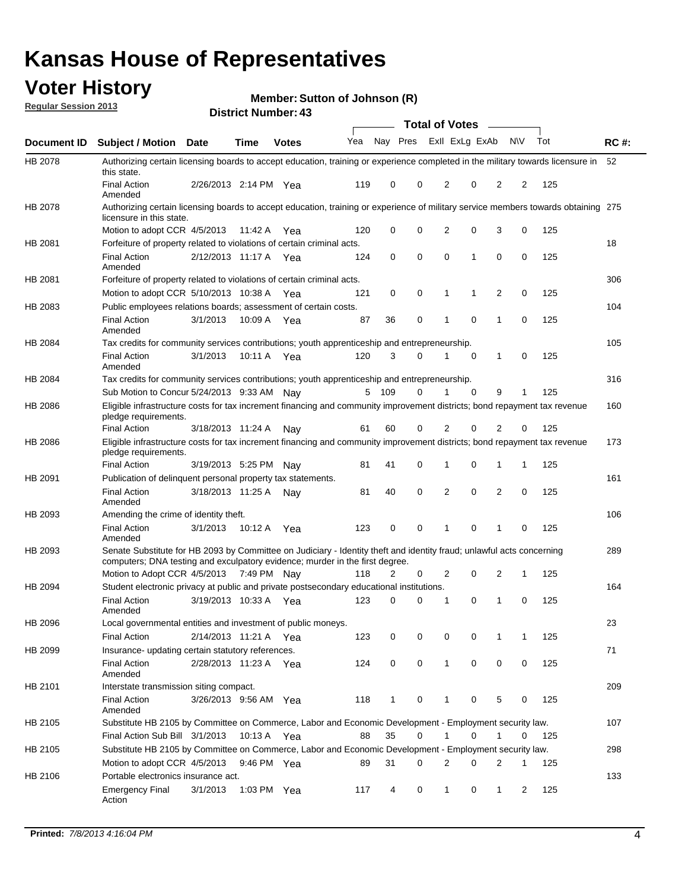# Kansas House of Representatives

## Voter History

**Regular Session 2013**

**Member: Sutton of Johnson (R)**

**District Number: 43**

| Document ID | Subject / Motion | Date | Time | Votes | Yea | Nay | Pres | ExII | ExLg | ExAb | N\V | Tot | RC #: |
|---|---|---|---|---|---|---|---|---|---|---|---|---|---|
| HB 2078 | Authorizing certain licensing boards to accept education, training or experience completed in the military towards licensure in this state. | | | | | | | | | | | | 52 |
| | Final Action Amended | 2/26/2013 | 2:14 PM | Yea | 119 | 0 | 0 | 2 | 0 | 2 | 2 | 125 | |
| HB 2078 | Authorizing certain licensing boards to accept education, training or experience of military service members towards obtaining licensure in this state. | | | | | | | | | | | | 275 |
| | Motion to adopt CCR | 4/5/2013 | 11:42 A | Yea | 120 | 0 | 0 | 2 | 0 | 3 | 0 | 125 | |
| HB 2081 | Forfeiture of property related to violations of certain criminal acts. | | | | | | | | | | | | 18 |
| | Final Action Amended | 2/12/2013 | 11:17 A | Yea | 124 | 0 | 0 | 0 | 1 | 0 | 0 | 125 | |
| HB 2081 | Forfeiture of property related to violations of certain criminal acts. | | | | | | | | | | | | 306 |
| | Motion to adopt CCR | 5/10/2013 | 10:38 A | Yea | 121 | 0 | 0 | 1 | 1 | 2 | 0 | 125 | |
| HB 2083 | Public employees relations boards; assessment of certain costs. | | | | | | | | | | | | 104 |
| | Final Action Amended | 3/1/2013 | 10:09 A | Yea | 87 | 36 | 0 | 1 | 0 | 1 | 0 | 125 | |
| HB 2084 | Tax credits for community services contributions; youth apprenticeship and entrepreneurship. | | | | | | | | | | | | 105 |
| | Final Action Amended | 3/1/2013 | 10:11 A | Yea | 120 | 3 | 0 | 1 | 0 | 1 | 0 | 125 | |
| HB 2084 | Tax credits for community services contributions; youth apprenticeship and entrepreneurship. | | | | | | | | | | | | 316 |
| | Sub Motion to Concur | 5/24/2013 | 9:33 AM | Nay | 5 | 109 | 0 | 1 | 0 | 9 | 1 | 125 | |
| HB 2086 | Eligible infrastructure costs for tax increment financing and community improvement districts; bond repayment tax revenue pledge requirements. | | | | | | | | | | | | 160 |
| | Final Action | 3/18/2013 | 11:24 A | Nay | 61 | 60 | 0 | 2 | 0 | 2 | 0 | 125 | |
| HB 2086 | Eligible infrastructure costs for tax increment financing and community improvement districts; bond repayment tax revenue pledge requirements. | | | | | | | | | | | | 173 |
| | Final Action | 3/19/2013 | 5:25 PM | Nay | 81 | 41 | 0 | 1 | 0 | 1 | 1 | 125 | |
| HB 2091 | Publication of delinquent personal property tax statements. | | | | | | | | | | | | 161 |
| | Final Action Amended | 3/18/2013 | 11:25 A | Nay | 81 | 40 | 0 | 2 | 0 | 2 | 0 | 125 | |
| HB 2093 | Amending the crime of identity theft. | | | | | | | | | | | | 106 |
| | Final Action Amended | 3/1/2013 | 10:12 A | Yea | 123 | 0 | 0 | 1 | 0 | 1 | 0 | 125 | |
| HB 2093 | Senate Substitute for HB 2093 by Committee on Judiciary - Identity theft and identity fraud; unlawful acts concerning computers; DNA testing and exculpatory evidence; murder in the first degree. | | | | | | | | | | | | 289 |
| | Motion to Adopt CCR | 4/5/2013 | 7:49 PM | Nay | 118 | 2 | 0 | 2 | 0 | 2 | 1 | 125 | |
| HB 2094 | Student electronic privacy at public and private postsecondary educational institutions. | | | | | | | | | | | | 164 |
| | Final Action Amended | 3/19/2013 | 10:33 A | Yea | 123 | 0 | 0 | 1 | 0 | 1 | 0 | 125 | |
| HB 2096 | Local governmental entities and investment of public moneys. | | | | | | | | | | | | 23 |
| | Final Action | 2/14/2013 | 11:21 A | Yea | 123 | 0 | 0 | 0 | 0 | 1 | 1 | 125 | |
| HB 2099 | Insurance- updating certain statutory references. | | | | | | | | | | | | 71 |
| | Final Action Amended | 2/28/2013 | 11:23 A | Yea | 124 | 0 | 0 | 1 | 0 | 0 | 0 | 125 | |
| HB 2101 | Interstate transmission siting compact. | | | | | | | | | | | | 209 |
| | Final Action Amended | 3/26/2013 | 9:56 AM | Yea | 118 | 1 | 0 | 1 | 0 | 5 | 0 | 125 | |
| HB 2105 | Substitute HB 2105 by Committee on Commerce, Labor and Economic Development - Employment security law. | | | | | | | | | | | | 107 |
| | Final Action Sub Bill | 3/1/2013 | 10:13 A | Yea | 88 | 35 | 0 | 1 | 0 | 1 | 0 | 125 | |
| HB 2105 | Substitute HB 2105 by Committee on Commerce, Labor and Economic Development - Employment security law. | | | | | | | | | | | | 298 |
| | Motion to adopt CCR | 4/5/2013 | 9:46 PM | Yea | 89 | 31 | 0 | 2 | 0 | 2 | 1 | 125 | |
| HB 2106 | Portable electronics insurance act. | | | | | | | | | | | | 133 |
| | Emergency Final Action | 3/1/2013 | 1:03 PM | Yea | 117 | 4 | 0 | 1 | 0 | 1 | 2 | 125 | |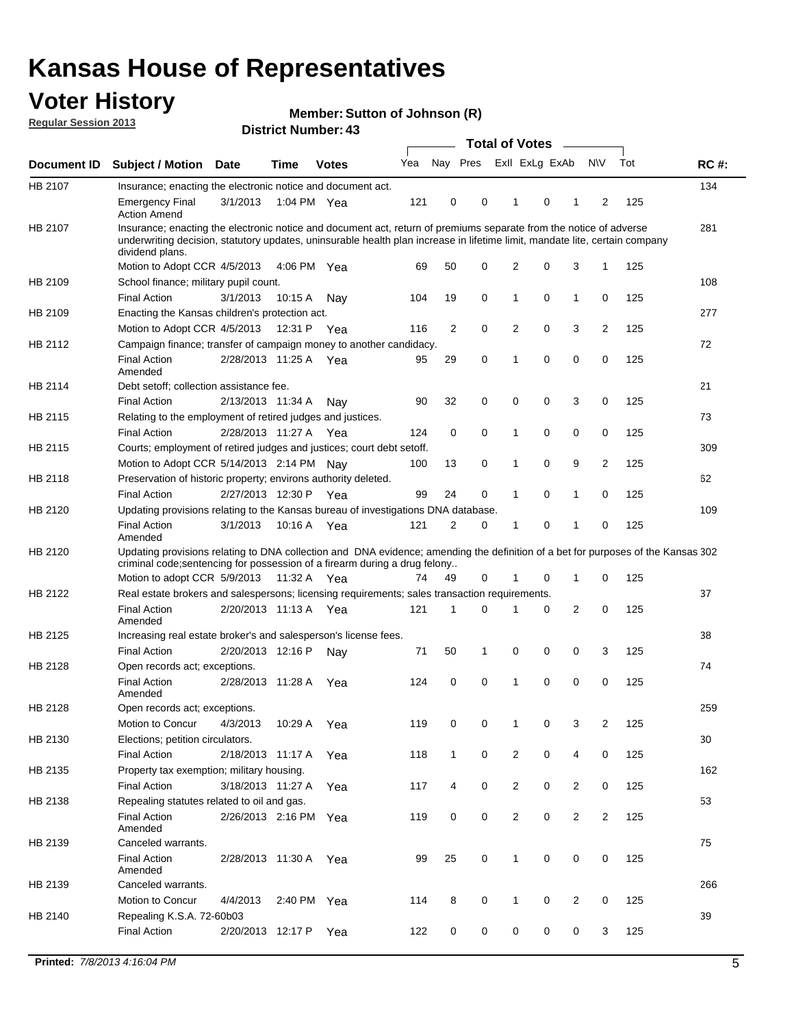# Kansas House of Representatives

## Voter History

**Regular Session 2013**

**Member: Sutton of Johnson (R)**

**District Number: 43**

| Document ID | Subject / Motion | Date | Time | Votes | Yea | Nay | Pres | ExII | ExLg | ExAb | N\V | Tot | RC #: |
|---|---|---|---|---|---|---|---|---|---|---|---|---|---|
| HB 2107 | Insurance; enacting the electronic notice and document act. | | | | | | | | | | | | 134 |
| | Emergency Final Action Amend | 3/1/2013 | 1:04 PM | Yea | 121 | 0 | 0 | 1 | 0 | 1 | 2 | 125 | |
| HB 2107 | Insurance; enacting the electronic notice and document act, return of premiums separate from the notice of adverse underwriting decision, statutory updates, uninsurable health plan increase in lifetime limit, mandate lite, certain company dividend plans. | | | | | | | | | | | | 281 |
| | Motion to Adopt CCR | 4/5/2013 | 4:06 PM | Yea | 69 | 50 | 0 | 2 | 0 | 3 | 1 | 125 | |
| HB 2109 | School finance; military pupil count. | | | | | | | | | | | | 108 |
| | Final Action | 3/1/2013 | 10:15 A | Nay | 104 | 19 | 0 | 1 | 0 | 1 | 0 | 125 | |
| HB 2109 | Enacting the Kansas children's protection act. | | | | | | | | | | | | 277 |
| | Motion to Adopt CCR | 4/5/2013 | 12:31 P | Yea | 116 | 2 | 0 | 2 | 0 | 3 | 2 | 125 | |
| HB 2112 | Campaign finance; transfer of campaign money to another candidacy. | | | | | | | | | | | | 72 |
| | Final Action Amended | 2/28/2013 | 11:25 A | Yea | 95 | 29 | 0 | 1 | 0 | 0 | 0 | 125 | |
| HB 2114 | Debt setoff; collection assistance fee. | | | | | | | | | | | | 21 |
| | Final Action | 2/13/2013 | 11:34 A | Nay | 90 | 32 | 0 | 0 | 0 | 3 | 0 | 125 | |
| HB 2115 | Relating to the employment of retired judges and justices. | | | | | | | | | | | | 73 |
| | Final Action | 2/28/2013 | 11:27 A | Yea | 124 | 0 | 0 | 1 | 0 | 0 | 0 | 125 | |
| HB 2115 | Courts; employment of retired judges and justices; court debt setoff. | | | | | | | | | | | | 309 |
| | Motion to Adopt CCR | 5/14/2013 | 2:14 PM | Nay | 100 | 13 | 0 | 1 | 0 | 9 | 2 | 125 | |
| HB 2118 | Preservation of historic property; environs authority deleted. | | | | | | | | | | | | 62 |
| | Final Action | 2/27/2013 | 12:30 P | Yea | 99 | 24 | 0 | 1 | 0 | 1 | 0 | 125 | |
| HB 2120 | Updating provisions relating to the Kansas bureau of investigations DNA database. | | | | | | | | | | | | 109 |
| | Final Action Amended | 3/1/2013 | 10:16 A | Yea | 121 | 2 | 0 | 1 | 0 | 1 | 0 | 125 | |
| HB 2120 | Updating provisions relating to DNA collection and DNA evidence; amending the definition of a bet for purposes of the Kansas criminal code;sentencing for possession of a firearm during a drug felony.. | | | | | | | | | | | | 302 |
| | Motion to adopt CCR | 5/9/2013 | 11:32 A | Yea | 74 | 49 | 0 | 1 | 0 | 1 | 0 | 125 | |
| HB 2122 | Real estate brokers and salespersons; licensing requirements; sales transaction requirements. | | | | | | | | | | | | 37 |
| | Final Action Amended | 2/20/2013 | 11:13 A | Yea | 121 | 1 | 0 | 1 | 0 | 2 | 0 | 125 | |
| HB 2125 | Increasing real estate broker's and salesperson's license fees. | | | | | | | | | | | | 38 |
| | Final Action | 2/20/2013 | 12:16 P | Nay | 71 | 50 | 1 | 0 | 0 | 0 | 3 | 125 | |
| HB 2128 | Open records act; exceptions. | | | | | | | | | | | | 74 |
| | Final Action Amended | 2/28/2013 | 11:28 A | Yea | 124 | 0 | 0 | 1 | 0 | 0 | 0 | 125 | |
| HB 2128 | Open records act; exceptions. | | | | | | | | | | | | 259 |
| | Motion to Concur | 4/3/2013 | 10:29 A | Yea | 119 | 0 | 0 | 1 | 0 | 3 | 2 | 125 | |
| HB 2130 | Elections; petition circulators. | | | | | | | | | | | | 30 |
| | Final Action | 2/18/2013 | 11:17 A | Yea | 118 | 1 | 0 | 2 | 0 | 4 | 0 | 125 | |
| HB 2135 | Property tax exemption; military housing. | | | | | | | | | | | | 162 |
| | Final Action | 3/18/2013 | 11:27 A | Yea | 117 | 4 | 0 | 2 | 0 | 2 | 0 | 125 | |
| HB 2138 | Repealing statutes related to oil and gas. | | | | | | | | | | | | 53 |
| | Final Action Amended | 2/26/2013 | 2:16 PM | Yea | 119 | 0 | 0 | 2 | 0 | 2 | 2 | 125 | |
| HB 2139 | Canceled warrants. | | | | | | | | | | | | 75 |
| | Final Action Amended | 2/28/2013 | 11:30 A | Yea | 99 | 25 | 0 | 1 | 0 | 0 | 0 | 125 | |
| HB 2139 | Canceled warrants. | | | | | | | | | | | | 266 |
| | Motion to Concur | 4/4/2013 | 2:40 PM | Yea | 114 | 8 | 0 | 1 | 0 | 2 | 0 | 125 | |
| HB 2140 | Repealing K.S.A. 72-60b03 | | | | | | | | | | | | 39 |
| | Final Action | 2/20/2013 | 12:17 P | Yea | 122 | 0 | 0 | 0 | 0 | 0 | 3 | 125 | |

**Printed:** *7/8/2013 4:16:04 PM*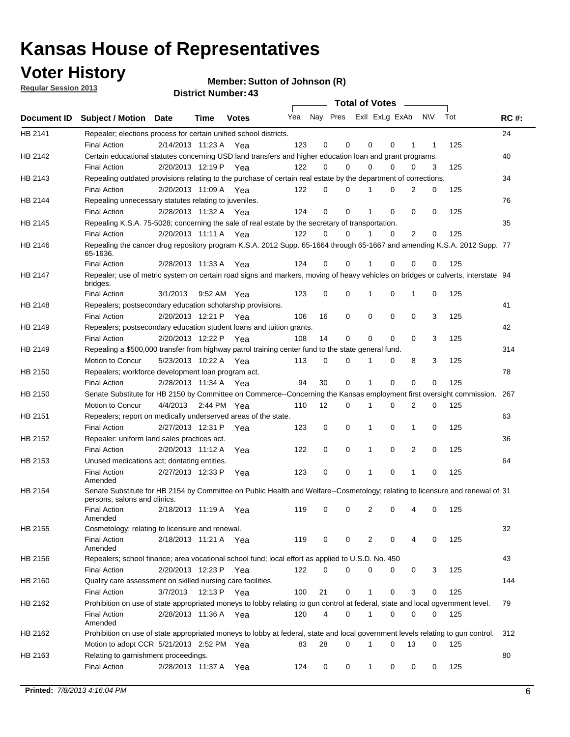# Kansas House of Representatives

## Voter History

**Regular Session 2013**

**Member: Sutton of Johnson (R)**

**District Number: 43**

| Document ID | Subject / Motion | Date | Time | Votes | Yea | Nay | Pres | ExII | ExLg | ExAb | N\V | Tot | RC #: |
|---|---|---|---|---|---|---|---|---|---|---|---|---|---|
| HB 2141 | Repealer; elections process for certain unified school districts. | | | | | | | | | | | | 24 |
| | Final Action | 2/14/2013 | 11:23 A | Yea | 123 | 0 | 0 | 0 | 0 | 1 | 1 | 125 | |
| HB 2142 | Certain educational statutes concerning USD land transfers and higher education loan and grant programs. | | | | | | | | | | | | 40 |
| | Final Action | 2/20/2013 | 12:19 P | Yea | 122 | 0 | 0 | 0 | 0 | 0 | 3 | 125 | |
| HB 2143 | Repealing outdated provisions relating to the purchase of certain real estate by the department of corrections. | | | | | | | | | | | | 34 |
| | Final Action | 2/20/2013 | 11:09 A | Yea | 122 | 0 | 0 | 1 | 0 | 2 | 0 | 125 | |
| HB 2144 | Repealing unnecessary statutes relating to juveniles. | | | | | | | | | | | | 76 |
| | Final Action | 2/28/2013 | 11:32 A | Yea | 124 | 0 | 0 | 1 | 0 | 0 | 0 | 125 | |
| HB 2145 | Repealing K.S.A. 75-5028; concerning the sale of real estate by the secretary of transportation. | | | | | | | | | | | | 35 |
| | Final Action | 2/20/2013 | 11:11 A | Yea | 122 | 0 | 0 | 1 | 0 | 2 | 0 | 125 | |
| HB 2146 | Repealing the cancer drug repository program K.S.A. 2012 Supp. 65-1664 through 65-1667 and amending K.S.A. 2012 Supp. 65-1636. | | | | | | | | | | | | 77 |
| | Final Action | 2/28/2013 | 11:33 A | Yea | 124 | 0 | 0 | 1 | 0 | 0 | 0 | 125 | |
| HB 2147 | Repealer; use of metric system on certain road signs and markers, moving of heavy vehicles on bridges or culverts, interstate bridges. | | | | | | | | | | | | 94 |
| | Final Action | 3/1/2013 | 9:52 AM | Yea | 123 | 0 | 0 | 1 | 0 | 1 | 0 | 125 | |
| HB 2148 | Repealers; postsecondary education scholarship provisions. | | | | | | | | | | | | 41 |
| | Final Action | 2/20/2013 | 12:21 P | Yea | 106 | 16 | 0 | 0 | 0 | 0 | 3 | 125 | |
| HB 2149 | Repealers; postsecondary education student loans and tuition grants. | | | | | | | | | | | | 42 |
| | Final Action | 2/20/2013 | 12:22 P | Yea | 108 | 14 | 0 | 0 | 0 | 0 | 3 | 125 | |
| HB 2149 | Repealing a $500,000 transfer from highway patrol training center fund to the state general fund. | | | | | | | | | | | | 314 |
| | Motion to Concur | 5/23/2013 | 10:22 A | Yea | 113 | 0 | 0 | 1 | 0 | 8 | 3 | 125 | |
| HB 2150 | Repealers; workforce development loan program act. | | | | | | | | | | | | 78 |
| | Final Action | 2/28/2013 | 11:34 A | Yea | 94 | 30 | 0 | 1 | 0 | 0 | 0 | 125 | |
| HB 2150 | Senate Substitute for HB 2150 by Committee on Commerce--Concerning the Kansas employment first oversight commission. | | | | | | | | | | | | 267 |
| | Motion to Concur | 4/4/2013 | 2:44 PM | Yea | 110 | 12 | 0 | 1 | 0 | 2 | 0 | 125 | |
| HB 2151 | Repealers; report on medically underserved areas of the state. | | | | | | | | | | | | 63 |
| | Final Action | 2/27/2013 | 12:31 P | Yea | 123 | 0 | 0 | 1 | 0 | 1 | 0 | 125 | |
| HB 2152 | Repealer: uniform land sales practices act. | | | | | | | | | | | | 36 |
| | Final Action | 2/20/2013 | 11:12 A | Yea | 122 | 0 | 0 | 1 | 0 | 2 | 0 | 125 | |
| HB 2153 | Unused medications act; dontating entities. | | | | | | | | | | | | 64 |
| | Final Action Amended | 2/27/2013 | 12:33 P | Yea | 123 | 0 | 0 | 1 | 0 | 1 | 0 | 125 | |
| HB 2154 | Senate Substitute for HB 2154 by Committee on Public Health and Welfare--Cosmetology; relating to licensure and renewal of persons, salons and clinics. | | | | | | | | | | | | 31 |
| | Final Action Amended | 2/18/2013 | 11:19 A | Yea | 119 | 0 | 0 | 2 | 0 | 4 | 0 | 125 | |
| HB 2155 | Cosmetology; relating to licensure and renewal. | | | | | | | | | | | | 32 |
| | Final Action Amended | 2/18/2013 | 11:21 A | Yea | 119 | 0 | 0 | 2 | 0 | 4 | 0 | 125 | |
| HB 2156 | Repealers; school finance; area vocational school fund; local effort as applied to U.S.D. No. 450 | | | | | | | | | | | | 43 |
| | Final Action | 2/20/2013 | 12:23 P | Yea | 122 | 0 | 0 | 0 | 0 | 0 | 3 | 125 | |
| HB 2160 | Quality care assessment on skilled nursing care facilities. | | | | | | | | | | | | 144 |
| | Final Action | 3/7/2013 | 12:13 P | Yea | 100 | 21 | 0 | 1 | 0 | 3 | 0 | 125 | |
| HB 2162 | Prohibition on use of state appropriated moneys to lobby relating to gun control at federal, state and local ogvernment level. | | | | | | | | | | | | 79 |
| | Final Action Amended | 2/28/2013 | 11:36 A | Yea | 120 | 4 | 0 | 1 | 0 | 0 | 0 | 125 | |
| HB 2162 | Prohibition on use of state appropriated moneys to lobby at federal, state and local government levels relating to gun control. | | | | | | | | | | | | 312 |
| | Motion to adopt CCR | 5/21/2013 | 2:52 PM | Yea | 83 | 28 | 0 | 1 | 0 | 13 | 0 | 125 | |
| HB 2163 | Relating to garnishment proceedings. | | | | | | | | | | | | 80 |
| | Final Action | 2/28/2013 | 11:37 A | Yea | 124 | 0 | 0 | 1 | 0 | 0 | 0 | 125 | |

**Printed:** *7/8/2013 4:16:04 PM*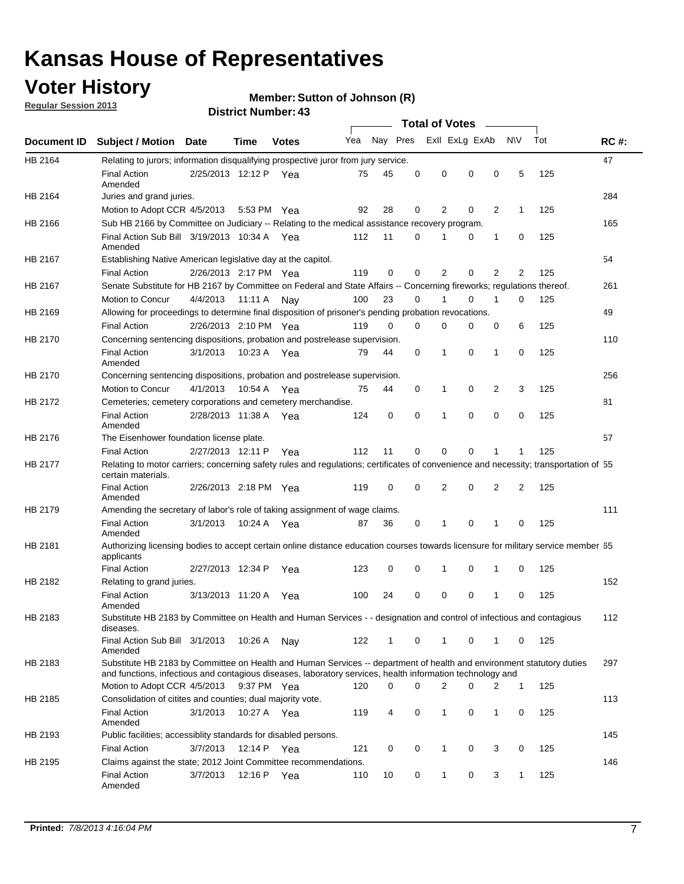# Kansas House of Representatives

## Voter History

**Regular Session 2013**

**Member: Sutton of Johnson (R)**

**District Number: 43**

| Document ID | Subject / Motion | Date | Time | Votes | Yea | Nay | Pres | ExII | ExLg | ExAb | N\V | Tot | RC #: |
|---|---|---|---|---|---|---|---|---|---|---|---|---|---|
| HB 2164 | Relating to jurors; information disqualifying prospective juror from jury service. | | | | | | | | | | | | 47 |
| | Final Action Amended | 2/25/2013 | 12:12 P | Yea | 75 | 45 | 0 | 0 | 0 | 0 | 5 | 125 | |
| HB 2164 | Juries and grand juries. | | | | | | | | | | | | 284 |
| | Motion to Adopt CCR | 4/5/2013 | 5:53 PM | Yea | 92 | 28 | 0 | 2 | 0 | 2 | 1 | 125 | |
| HB 2166 | Sub HB 2166 by Committee on Judiciary -- Relating to the medical assistance recovery program. | | | | | | | | | | | | 165 |
| | Final Action Sub Bill Amended | 3/19/2013 | 10:34 A | Yea | 112 | 11 | 0 | 1 | 0 | 1 | 0 | 125 | |
| HB 2167 | Establishing Native American legislative day at the capitol. | | | | | | | | | | | | 54 |
| | Final Action | 2/26/2013 | 2:17 PM | Yea | 119 | 0 | 0 | 2 | 0 | 2 | 2 | 125 | |
| HB 2167 | Senate Substitute for HB 2167 by Committee on Federal and State Affairs -- Concerning fireworks; regulations thereof. | | | | | | | | | | | | 261 |
| | Motion to Concur | 4/4/2013 | 11:11 A | Nay | 100 | 23 | 0 | 1 | 0 | 1 | 0 | 125 | |
| HB 2169 | Allowing for proceedings to determine final disposition of prisoner's pending probation revocations. | | | | | | | | | | | | 49 |
| | Final Action | 2/26/2013 | 2:10 PM | Yea | 119 | 0 | 0 | 0 | 0 | 0 | 6 | 125 | |
| HB 2170 | Concerning sentencing dispositions, probation and postrelease supervision. | | | | | | | | | | | | 110 |
| | Final Action Amended | 3/1/2013 | 10:23 A | Yea | 79 | 44 | 0 | 1 | 0 | 1 | 0 | 125 | |
| HB 2170 | Concerning sentencing dispositions, probation and postrelease supervision. | | | | | | | | | | | | 256 |
| | Motion to Concur | 4/1/2013 | 10:54 A | Yea | 75 | 44 | 0 | 1 | 0 | 2 | 3 | 125 | |
| HB 2172 | Cemeteries; cemetery corporations and cemetery merchandise. | | | | | | | | | | | | 81 |
| | Final Action Amended | 2/28/2013 | 11:38 A | Yea | 124 | 0 | 0 | 1 | 0 | 0 | 0 | 125 | |
| HB 2176 | The Eisenhower foundation license plate. | | | | | | | | | | | | 57 |
| | Final Action | 2/27/2013 | 12:11 P | Yea | 112 | 11 | 0 | 0 | 0 | 1 | 1 | 125 | |
| HB 2177 | Relating to motor carriers; concerning safety rules and regulations; certificates of convenience and necessity; transportation of certain materials. | | | | | | | | | | | | 55 |
| | Final Action Amended | 2/26/2013 | 2:18 PM | Yea | 119 | 0 | 0 | 2 | 0 | 2 | 2 | 125 | |
| HB 2179 | Amending the secretary of labor's role of taking assignment of wage claims. | | | | | | | | | | | | 111 |
| | Final Action Amended | 3/1/2013 | 10:24 A | Yea | 87 | 36 | 0 | 1 | 0 | 1 | 0 | 125 | |
| HB 2181 | Authorizing licensing bodies to accept certain online distance education courses towards licensure for military service member applicants | | | | | | | | | | | | 65 |
| | Final Action | 2/27/2013 | 12:34 P | Yea | 123 | 0 | 0 | 1 | 0 | 1 | 0 | 125 | |
| HB 2182 | Relating to grand juries. | | | | | | | | | | | | 152 |
| | Final Action Amended | 3/13/2013 | 11:20 A | Yea | 100 | 24 | 0 | 0 | 0 | 1 | 0 | 125 | |
| HB 2183 | Substitute HB 2183 by Committee on Health and Human Services - - designation and control of infectious and contagious diseases. | | | | | | | | | | | | 112 |
| | Final Action Sub Bill Amended | 3/1/2013 | 10:26 A | Nay | 122 | 1 | 0 | 1 | 0 | 1 | 0 | 125 | |
| HB 2183 | Substitute HB 2183 by Committee on Health and Human Services -- department of health and environment statutory duties and functions, infectious and contagious diseases, laboratory services, health information technology and | | | | | | | | | | | | 297 |
| | Motion to Adopt CCR | 4/5/2013 | 9:37 PM | Yea | 120 | 0 | 0 | 2 | 0 | 2 | 1 | 125 | |
| HB 2185 | Consolidation of citites and counties; dual majority vote. | | | | | | | | | | | | 113 |
| | Final Action Amended | 3/1/2013 | 10:27 A | Yea | 119 | 4 | 0 | 1 | 0 | 1 | 0 | 125 | |
| HB 2193 | Public facilities; accessiblity standards for disabled persons. | | | | | | | | | | | | 145 |
| | Final Action | 3/7/2013 | 12:14 P | Yea | 121 | 0 | 0 | 1 | 0 | 3 | 0 | 125 | |
| HB 2195 | Claims against the state; 2012 Joint Committee recommendations. | | | | | | | | | | | | 146 |
| | Final Action Amended | 3/7/2013 | 12:16 P | Yea | 110 | 10 | 0 | 1 | 0 | 3 | 1 | 125 | |

**Printed:** *7/8/2013 4:16:04 PM*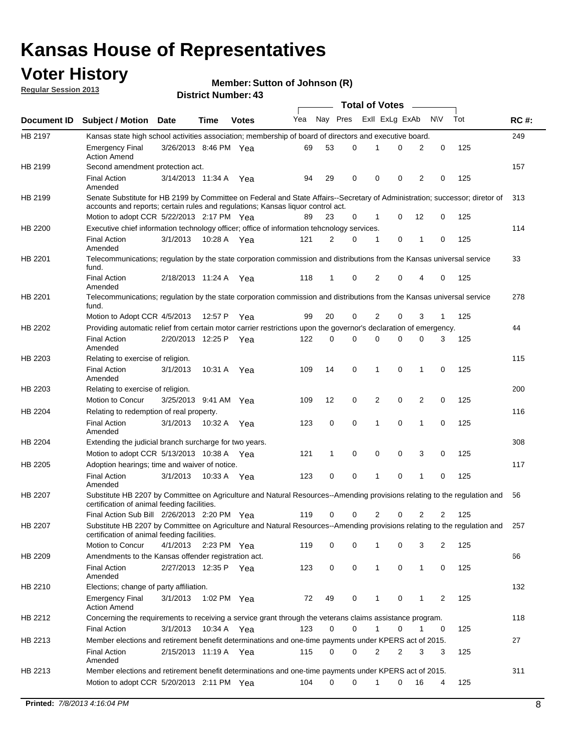# Kansas House of Representatives

## Voter History

**Regular Session 2013**

**Member: Sutton of Johnson (R)**

**District Number: 43**

| Document ID | Subject / Motion | Date | Time | Votes | Yea | Nay | Pres | ExII | ExLg | ExAb | N\V | Tot | RC #: |
|---|---|---|---|---|---|---|---|---|---|---|---|---|---|
| HB 2197 | Kansas state high school activities association; membership of board of directors and executive board. | | | | | | | | | | | | 249 |
| | Emergency Final Action Amend | 3/26/2013 | 8:46 PM | Yea | 69 | 53 | 0 | 1 | 0 | 2 | 0 | 125 | |
| HB 2199 | Second amendment protection act. | | | | | | | | | | | | 157 |
| | Final Action Amended | 3/14/2013 | 11:34 A | Yea | 94 | 29 | 0 | 0 | 0 | 2 | 0 | 125 | |
| HB 2199 | Senate Substitute for HB 2199 by Committee on Federal and State Affairs--Secretary of Administration; successor; diretor of accounts and reports; certain rules and regulations; Kansas liquor control act. | | | | | | | | | | | | 313 |
| | Motion to adopt CCR | 5/22/2013 | 2:17 PM | Yea | 89 | 23 | 0 | 1 | 0 | 12 | 0 | 125 | |
| HB 2200 | Executive chief information technology officer; office of information tehcnology services. | | | | | | | | | | | | 114 |
| | Final Action Amended | 3/1/2013 | 10:28 A | Yea | 121 | 2 | 0 | 1 | 0 | 1 | 0 | 125 | |
| HB 2201 | Telecommunications; regulation by the state corporation commission and distributions from the Kansas universal service fund. | | | | | | | | | | | | 33 |
| | Final Action Amended | 2/18/2013 | 11:24 A | Yea | 118 | 1 | 0 | 2 | 0 | 4 | 0 | 125 | |
| HB 2201 | Telecommunications; regulation by the state corporation commission and distributions from the Kansas universal service fund. | | | | | | | | | | | | 278 |
| | Motion to Adopt CCR | 4/5/2013 | 12:57 P | Yea | 99 | 20 | 0 | 2 | 0 | 3 | 1 | 125 | |
| HB 2202 | Providing automatic relief from certain motor carrier restrictions upon the governor's declaration of emergency. | | | | | | | | | | | | 44 |
| | Final Action Amended | 2/20/2013 | 12:25 P | Yea | 122 | 0 | 0 | 0 | 0 | 0 | 3 | 125 | |
| HB 2203 | Relating to exercise of religion. | | | | | | | | | | | | 115 |
| | Final Action Amended | 3/1/2013 | 10:31 A | Yea | 109 | 14 | 0 | 1 | 0 | 1 | 0 | 125 | |
| HB 2203 | Relating to exercise of religion. | | | | | | | | | | | | 200 |
| | Motion to Concur | 3/25/2013 | 9:41 AM | Yea | 109 | 12 | 0 | 2 | 0 | 2 | 0 | 125 | |
| HB 2204 | Relating to redemption of real property. | | | | | | | | | | | | 116 |
| | Final Action Amended | 3/1/2013 | 10:32 A | Yea | 123 | 0 | 0 | 1 | 0 | 1 | 0 | 125 | |
| HB 2204 | Extending the judicial branch surcharge for two years. | | | | | | | | | | | | 308 |
| | Motion to adopt CCR | 5/13/2013 | 10:38 A | Yea | 121 | 1 | 0 | 0 | 0 | 3 | 0 | 125 | |
| HB 2205 | Adoption hearings; time and waiver of notice. | | | | | | | | | | | | 117 |
| | Final Action Amended | 3/1/2013 | 10:33 A | Yea | 123 | 0 | 0 | 1 | 0 | 1 | 0 | 125 | |
| HB 2207 | Substitute HB 2207 by Committee on Agriculture and Natural Resources--Amending provisions relating to the regulation and certification of animal feeding facilities. | | | | | | | | | | | | 56 |
| | Final Action Sub Bill | 2/26/2013 | 2:20 PM | Yea | 119 | 0 | 0 | 2 | 0 | 2 | 2 | 125 | |
| HB 2207 | Substitute HB 2207 by Committee on Agriculture and Natural Resources--Amending provisions relating to the regulation and certification of animal feeding facilities. | | | | | | | | | | | | 257 |
| | Motion to Concur | 4/1/2013 | 2:23 PM | Yea | 119 | 0 | 0 | 1 | 0 | 3 | 2 | 125 | |
| HB 2209 | Amendments to the Kansas offender registration act. | | | | | | | | | | | | 66 |
| | Final Action Amended | 2/27/2013 | 12:35 P | Yea | 123 | 0 | 0 | 1 | 0 | 1 | 0 | 125 | |
| HB 2210 | Elections; change of party affiliation. | | | | | | | | | | | | 132 |
| | Emergency Final Action Amend | 3/1/2013 | 1:02 PM | Yea | 72 | 49 | 0 | 1 | 0 | 1 | 2 | 125 | |
| HB 2212 | Concerning the requirements to receiving a service grant through the veterans claims assistance program. | | | | | | | | | | | | 118 |
| | Final Action | 3/1/2013 | 10:34 A | Yea | 123 | 0 | 0 | 1 | 0 | 1 | 0 | 125 | |
| HB 2213 | Member elections and retirement benefit determinations and one-time payments under KPERS act of 2015. | | | | | | | | | | | | 27 |
| | Final Action Amended | 2/15/2013 | 11:19 A | Yea | 115 | 0 | 0 | 2 | 2 | 3 | 3 | 125 | |
| HB 2213 | Member elections and retirement benefit determinations and one-time payments under KPERS act of 2015. | | | | | | | | | | | | 311 |
| | Motion to adopt CCR | 5/20/2013 | 2:11 PM | Yea | 104 | 0 | 0 | 1 | 0 | 16 | 4 | 125 | |

**Printed:** *7/8/2013 4:16:04 PM*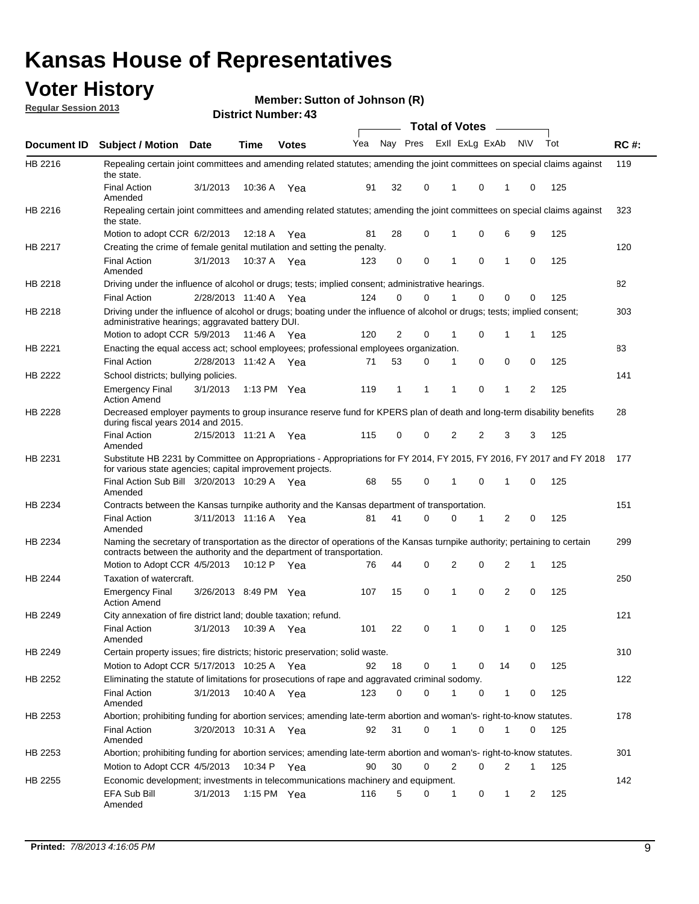# Kansas House of Representatives

## Voter History

**Regular Session 2013**

**Member: Sutton of Johnson (R)**

**District Number: 43**

| Document ID | Subject / Motion | Date | Time | Votes | Yea | Nay | Pres | ExlI | ExLg | ExAb | N\V | Tot | RC #: |
|---|---|---|---|---|---|---|---|---|---|---|---|---|---|
| HB 2216 | Repealing certain joint committees and amending related statutes; amending the joint committees on special claims against the state. | | | | | | | | | | | | 119 |
| | Final Action Amended | 3/1/2013 | 10:36 A | Yea | 91 | 32 | 0 | 1 | 0 | 1 | 0 | 125 | |
| HB 2216 | Repealing certain joint committees and amending related statutes; amending the joint committees on special claims against the state. | | | | | | | | | | | | 323 |
| | Motion to adopt CCR | 6/2/2013 | 12:18 A | Yea | 81 | 28 | 0 | 1 | 0 | 6 | 9 | 125 | |
| HB 2217 | Creating the crime of female genital mutilation and setting the penalty. | | | | | | | | | | | | 120 |
| | Final Action Amended | 3/1/2013 | 10:37 A | Yea | 123 | 0 | 0 | 1 | 0 | 1 | 0 | 125 | |
| HB 2218 | Driving under the influence of alcohol or drugs; tests; implied consent; administrative hearings. | | | | | | | | | | | | 82 |
| | Final Action | 2/28/2013 | 11:40 A | Yea | 124 | 0 | 0 | 1 | 0 | 0 | 0 | 125 | |
| HB 2218 | Driving under the influence of alcohol or drugs; boating under the influence of alcohol or drugs; tests; implied consent; administrative hearings; aggravated battery DUI. | | | | | | | | | | | | 303 |
| | Motion to adopt CCR | 5/9/2013 | 11:46 A | Yea | 120 | 2 | 0 | 1 | 0 | 1 | 1 | 125 | |
| HB 2221 | Enacting the equal access act; school employees; professional employees organization. | | | | | | | | | | | | 83 |
| | Final Action | 2/28/2013 | 11:42 A | Yea | 71 | 53 | 0 | 1 | 0 | 0 | 0 | 125 | |
| HB 2222 | School districts; bullying policies. | | | | | | | | | | | | 141 |
| | Emergency Final Action Amend | 3/1/2013 | 1:13 PM | Yea | 119 | 1 | 1 | 1 | 0 | 1 | 2 | 125 | |
| HB 2228 | Decreased employer payments to group insurance reserve fund for KPERS plan of death and long-term disability benefits during fiscal years 2014 and 2015. | | | | | | | | | | | | 28 |
| | Final Action Amended | 2/15/2013 | 11:21 A | Yea | 115 | 0 | 0 | 2 | 2 | 3 | 3 | 125 | |
| HB 2231 | Substitute HB 2231 by Committee on Appropriations - Appropriations for FY 2014, FY 2015, FY 2016, FY 2017 and FY 2018 for various state agencies; capital improvement projects. | | | | | | | | | | | | 177 |
| | Final Action Sub Bill Amended | 3/20/2013 | 10:29 A | Yea | 68 | 55 | 0 | 1 | 0 | 1 | 0 | 125 | |
| HB 2234 | Contracts between the Kansas turnpike authority and the Kansas department of transportation. | | | | | | | | | | | | 151 |
| | Final Action Amended | 3/11/2013 | 11:16 A | Yea | 81 | 41 | 0 | 0 | 1 | 2 | 0 | 125 | |
| HB 2234 | Naming the secretary of transportation as the director of operations of the Kansas turnpike authority; pertaining to certain contracts between the authority and the department of transportation. | | | | | | | | | | | | 299 |
| | Motion to Adopt CCR | 4/5/2013 | 10:12 P | Yea | 76 | 44 | 0 | 2 | 0 | 2 | 1 | 125 | |
| HB 2244 | Taxation of watercraft. | | | | | | | | | | | | 250 |
| | Emergency Final Action Amend | 3/26/2013 | 8:49 PM | Yea | 107 | 15 | 0 | 1 | 0 | 2 | 0 | 125 | |
| HB 2249 | City annexation of fire district land; double taxation; refund. | | | | | | | | | | | | 121 |
| | Final Action Amended | 3/1/2013 | 10:39 A | Yea | 101 | 22 | 0 | 1 | 0 | 1 | 0 | 125 | |
| HB 2249 | Certain property issues; fire districts; historic preservation; solid waste. | | | | | | | | | | | | 310 |
| | Motion to Adopt CCR | 5/17/2013 | 10:25 A | Yea | 92 | 18 | 0 | 1 | 0 | 14 | 0 | 125 | |
| HB 2252 | Eliminating the statute of limitations for prosecutions of rape and aggravated criminal sodomy. | | | | | | | | | | | | 122 |
| | Final Action Amended | 3/1/2013 | 10:40 A | Yea | 123 | 0 | 0 | 1 | 0 | 1 | 0 | 125 | |
| HB 2253 | Abortion; prohibiting funding for abortion services; amending late-term abortion and woman's- right-to-know statutes. | | | | | | | | | | | | 178 |
| | Final Action Amended | 3/20/2013 | 10:31 A | Yea | 92 | 31 | 0 | 1 | 0 | 1 | 0 | 125 | |
| HB 2253 | Abortion; prohibiting funding for abortion services; amending late-term abortion and woman's- right-to-know statutes. | | | | | | | | | | | | 301 |
| | Motion to Adopt CCR | 4/5/2013 | 10:34 P | Yea | 90 | 30 | 0 | 2 | 0 | 2 | 1 | 125 | |
| HB 2255 | Economic development; investments in telecommunications machinery and equipment. | | | | | | | | | | | | 142 |
| | EFA Sub Bill Amended | 3/1/2013 | 1:15 PM | Yea | 116 | 5 | 0 | 1 | 0 | 1 | 2 | 125 | |

**Printed:** *7/8/2013 4:16:05 PM*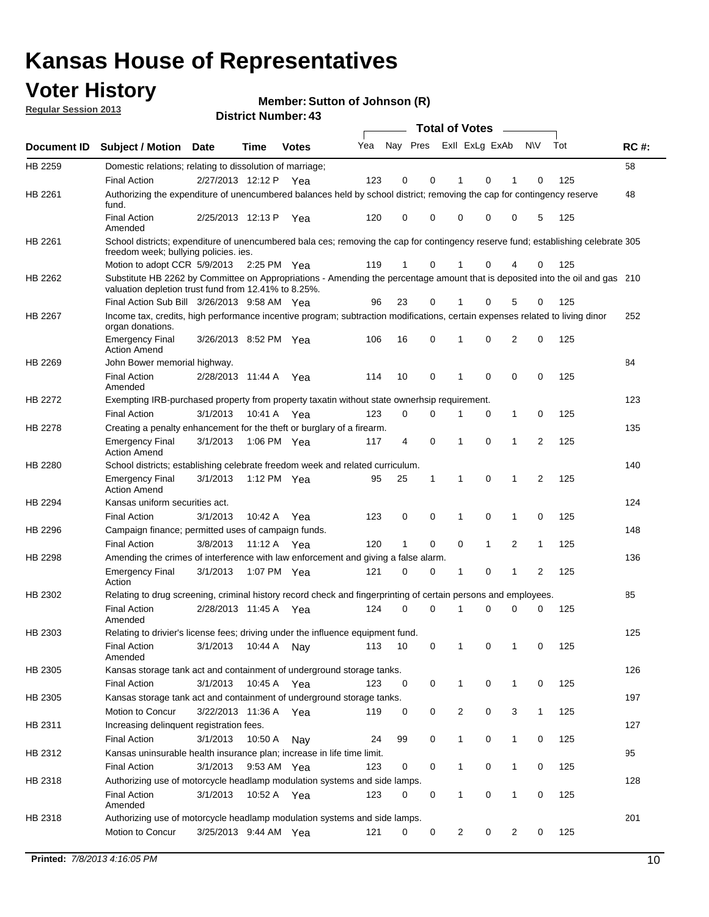# Kansas House of Representatives

## Voter History

**Regular Session 2013**

**Member: Sutton of Johnson (R)**

**District Number: 43**

| Document ID | Subject / Motion | Date | Time | Votes | Yea | Nay | Pres | ExII | ExLg | ExAb | N\V | Tot | RC #: |
|---|---|---|---|---|---|---|---|---|---|---|---|---|---|
| HB 2259 | Domestic relations; relating to dissolution of marriage; | | | | | | | | | | | | 58 |
| | Final Action | 2/27/2013 | 12:12 P | Yea | 123 | 0 | 0 | 1 | 0 | 1 | 0 | 125 | |
| HB 2261 | Authorizing the expenditure of unencumbered balances held by school district; removing the cap for contingency reserve fund. | | | | | | | | | | | | 48 |
| | Final Action Amended | 2/25/2013 | 12:13 P | Yea | 120 | 0 | 0 | 0 | 0 | 0 | 5 | 125 | |
| HB 2261 | School districts; expenditure of unencumbered bala ces; removing the cap for contingency reserve fund; establishing celebrate freedom week; bullying policies. ies. | | | | | | | | | | | | 305 |
| | Motion to adopt CCR | 5/9/2013 | 2:25 PM | Yea | 119 | 1 | 0 | 1 | 0 | 4 | 0 | 125 | |
| HB 2262 | Substitute HB 2262 by Committee on Appropriations - Amending the percentage amount that is deposited into the oil and gas valuation depletion trust fund from 12.41% to 8.25%. | | | | | | | | | | | | 210 |
| | Final Action Sub Bill | 3/26/2013 | 9:58 AM | Yea | 96 | 23 | 0 | 1 | 0 | 5 | 0 | 125 | |
| HB 2267 | Income tax, credits, high performance incentive program; subtraction modifications, certain expenses related to living dinor organ donations. | | | | | | | | | | | | 252 |
| | Emergency Final Action Amend | 3/26/2013 | 8:52 PM | Yea | 106 | 16 | 0 | 1 | 0 | 2 | 0 | 125 | |
| HB 2269 | John Bower memorial highway. | | | | | | | | | | | | 84 |
| | Final Action Amended | 2/28/2013 | 11:44 A | Yea | 114 | 10 | 0 | 1 | 0 | 0 | 0 | 125 | |
| HB 2272 | Exempting IRB-purchased property from property taxatin without state ownerhsip requirement. | | | | | | | | | | | | 123 |
| | Final Action | 3/1/2013 | 10:41 A | Yea | 123 | 0 | 0 | 1 | 0 | 1 | 0 | 125 | |
| HB 2278 | Creating a penalty enhancement for the theft or burglary of a firearm. | | | | | | | | | | | | 135 |
| | Emergency Final Action Amend | 3/1/2013 | 1:06 PM | Yea | 117 | 4 | 0 | 1 | 0 | 1 | 2 | 125 | |
| HB 2280 | School districts; establishing celebrate freedom week and related curriculum. | | | | | | | | | | | | 140 |
| | Emergency Final Action Amend | 3/1/2013 | 1:12 PM | Yea | 95 | 25 | 1 | 1 | 0 | 1 | 2 | 125 | |
| HB 2294 | Kansas uniform securities act. | | | | | | | | | | | | 124 |
| | Final Action | 3/1/2013 | 10:42 A | Yea | 123 | 0 | 0 | 1 | 0 | 1 | 0 | 125 | |
| HB 2296 | Campaign finance; permitted uses of campaign funds. | | | | | | | | | | | | 148 |
| | Final Action | 3/8/2013 | 11:12 A | Yea | 120 | 1 | 0 | 0 | 1 | 2 | 1 | 125 | |
| HB 2298 | Amending the crimes of interference with law enforcement and giving a false alarm. | | | | | | | | | | | | 136 |
| | Emergency Final Action | 3/1/2013 | 1:07 PM | Yea | 121 | 0 | 0 | 1 | 0 | 1 | 2 | 125 | |
| HB 2302 | Relating to drug screening, criminal history record check and fingerprinting of certain persons and employees. | | | | | | | | | | | | 85 |
| | Final Action Amended | 2/28/2013 | 11:45 A | Yea | 124 | 0 | 0 | 1 | 0 | 0 | 0 | 125 | |
| HB 2303 | Relating to drivier's license fees; driving under the influence equipment fund. | | | | | | | | | | | | 125 |
| | Final Action Amended | 3/1/2013 | 10:44 A | Nay | 113 | 10 | 0 | 1 | 0 | 1 | 0 | 125 | |
| HB 2305 | Kansas storage tank act and containment of underground storage tanks. | | | | | | | | | | | | 126 |
| | Final Action | 3/1/2013 | 10:45 A | Yea | 123 | 0 | 0 | 1 | 0 | 1 | 0 | 125 | |
| HB 2305 | Kansas storage tank act and containment of underground storage tanks. | | | | | | | | | | | | 197 |
| | Motion to Concur | 3/22/2013 | 11:36 A | Yea | 119 | 0 | 0 | 2 | 0 | 3 | 1 | 125 | |
| HB 2311 | Increasing delinquent registration fees. | | | | | | | | | | | | 127 |
| | Final Action | 3/1/2013 | 10:50 A | Nay | 24 | 99 | 0 | 1 | 0 | 1 | 0 | 125 | |
| HB 2312 | Kansas uninsurable health insurance plan; increase in life time limit. | | | | | | | | | | | | 95 |
| | Final Action | 3/1/2013 | 9:53 AM | Yea | 123 | 0 | 0 | 1 | 0 | 1 | 0 | 125 | |
| HB 2318 | Authorizing use of motorcycle headlamp modulation systems and side lamps. | | | | | | | | | | | | 128 |
| | Final Action Amended | 3/1/2013 | 10:52 A | Yea | 123 | 0 | 0 | 1 | 0 | 1 | 0 | 125 | |
| HB 2318 | Authorizing use of motorcycle headlamp modulation systems and side lamps. | | | | | | | | | | | | 201 |
| | Motion to Concur | 3/25/2013 | 9:44 AM | Yea | 121 | 0 | 0 | 2 | 0 | 2 | 0 | 125 | |

**Printed:** *7/8/2013 4:16:05 PM*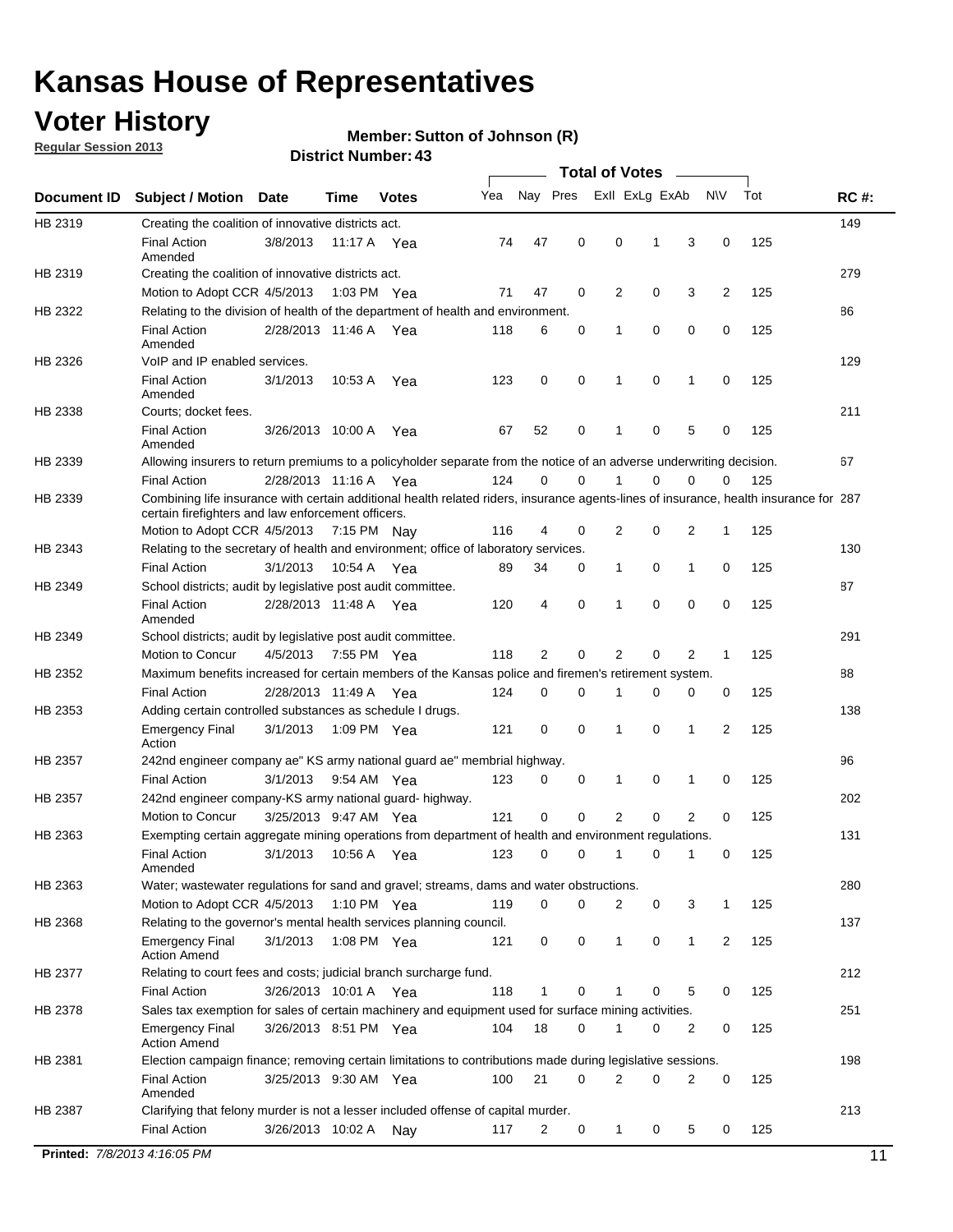# Kansas House of Representatives

## Voter History

**Regular Session 2013**

**Member: Sutton of Johnson (R)**

**District Number: 43**

| Document ID | Subject / Motion | Date | Time | Votes | Yea | Nay | Pres | ExII | ExLg | ExAb | N\V | Tot | RC #: |
|---|---|---|---|---|---|---|---|---|---|---|---|---|---|
| HB 2319 | Creating the coalition of innovative districts act. | | | | | | | | | | | | 149 |
| | Final Action Amended | 3/8/2013 | 11:17 A | Yea | 74 | 47 | 0 | 0 | 1 | 3 | 0 | 125 | |
| HB 2319 | Creating the coalition of innovative districts act. | | | | | | | | | | | | 279 |
| | Motion to Adopt CCR | 4/5/2013 | 1:03 PM | Yea | 71 | 47 | 0 | 2 | 0 | 3 | 2 | 125 | |
| HB 2322 | Relating to the division of health of the department of health and environment. | | | | | | | | | | | | 86 |
| | Final Action Amended | 2/28/2013 | 11:46 A | Yea | 118 | 6 | 0 | 1 | 0 | 0 | 0 | 125 | |
| HB 2326 | VoIP and IP enabled services. | | | | | | | | | | | | 129 |
| | Final Action Amended | 3/1/2013 | 10:53 A | Yea | 123 | 0 | 0 | 1 | 0 | 1 | 0 | 125 | |
| HB 2338 | Courts; docket fees. | | | | | | | | | | | | 211 |
| | Final Action Amended | 3/26/2013 | 10:00 A | Yea | 67 | 52 | 0 | 1 | 0 | 5 | 0 | 125 | |
| HB 2339 | Allowing insurers to return premiums to a policyholder separate from the notice of an adverse underwriting decision. | | | | | | | | | | | | 67 |
| | Final Action | 2/28/2013 | 11:16 A | Yea | 124 | 0 | 0 | 1 | 0 | 0 | 0 | 125 | |
| HB 2339 | Combining life insurance with certain additional health related riders, insurance agents-lines of insurance, health insurance for certain firefighters and law enforcement officers. | | | | | | | | | | | | 287 |
| | Motion to Adopt CCR | 4/5/2013 | 7:15 PM | Nay | 116 | 4 | 0 | 2 | 0 | 2 | 1 | 125 | |
| HB 2343 | Relating to the secretary of health and environment; office of laboratory services. | | | | | | | | | | | | 130 |
| | Final Action | 3/1/2013 | 10:54 A | Yea | 89 | 34 | 0 | 1 | 0 | 1 | 0 | 125 | |
| HB 2349 | School districts; audit by legislative post audit committee. | | | | | | | | | | | | 87 |
| | Final Action Amended | 2/28/2013 | 11:48 A | Yea | 120 | 4 | 0 | 1 | 0 | 0 | 0 | 125 | |
| HB 2349 | School districts; audit by legislative post audit committee. | | | | | | | | | | | | 291 |
| | Motion to Concur | 4/5/2013 | 7:55 PM | Yea | 118 | 2 | 0 | 2 | 0 | 2 | 1 | 125 | |
| HB 2352 | Maximum benefits increased for certain members of the Kansas police and firemen's retirement system. | | | | | | | | | | | | 88 |
| | Final Action | 2/28/2013 | 11:49 A | Yea | 124 | 0 | 0 | 1 | 0 | 0 | 0 | 125 | |
| HB 2353 | Adding certain controlled substances as schedule I drugs. | | | | | | | | | | | | 138 |
| | Emergency Final Action | 3/1/2013 | 1:09 PM | Yea | 121 | 0 | 0 | 1 | 0 | 1 | 2 | 125 | |
| HB 2357 | 242nd engineer company ae" KS army national guard ae" membrial highway. | | | | | | | | | | | | 96 |
| | Final Action | 3/1/2013 | 9:54 AM | Yea | 123 | 0 | 0 | 1 | 0 | 1 | 0 | 125 | |
| HB 2357 | 242nd engineer company-KS army national guard- highway. | | | | | | | | | | | | 202 |
| | Motion to Concur | 3/25/2013 | 9:47 AM | Yea | 121 | 0 | 0 | 2 | 0 | 2 | 0 | 125 | |
| HB 2363 | Exempting certain aggregate mining operations from department of health and environment regulations. | | | | | | | | | | | | 131 |
| | Final Action Amended | 3/1/2013 | 10:56 A | Yea | 123 | 0 | 0 | 1 | 0 | 1 | 0 | 125 | |
| HB 2363 | Water; wastewater regulations for sand and gravel; streams, dams and water obstructions. | | | | | | | | | | | | 280 |
| | Motion to Adopt CCR | 4/5/2013 | 1:10 PM | Yea | 119 | 0 | 0 | 2 | 0 | 3 | 1 | 125 | |
| HB 2368 | Relating to the governor's mental health services planning council. | | | | | | | | | | | | 137 |
| | Emergency Final Action Amend | 3/1/2013 | 1:08 PM | Yea | 121 | 0 | 0 | 1 | 0 | 1 | 2 | 125 | |
| HB 2377 | Relating to court fees and costs; judicial branch surcharge fund. | | | | | | | | | | | | 212 |
| | Final Action | 3/26/2013 | 10:01 A | Yea | 118 | 1 | 0 | 1 | 0 | 5 | 0 | 125 | |
| HB 2378 | Sales tax exemption for sales of certain machinery and equipment used for surface mining activities. | | | | | | | | | | | | 251 |
| | Emergency Final Action Amend | 3/26/2013 | 8:51 PM | Yea | 104 | 18 | 0 | 1 | 0 | 2 | 0 | 125 | |
| HB 2381 | Election campaign finance; removing certain limitations to contributions made during legislative sessions. | | | | | | | | | | | | 198 |
| | Final Action Amended | 3/25/2013 | 9:30 AM | Yea | 100 | 21 | 0 | 2 | 0 | 2 | 0 | 125 | |
| HB 2387 | Clarifying that felony murder is not a lesser included offense of capital murder. | | | | | | | | | | | | 213 |
| | Final Action | 3/26/2013 | 10:02 A | Nay | 117 | 2 | 0 | 1 | 0 | 5 | 0 | 125 | |

**Printed:** *7/8/2013 4:16:05 PM*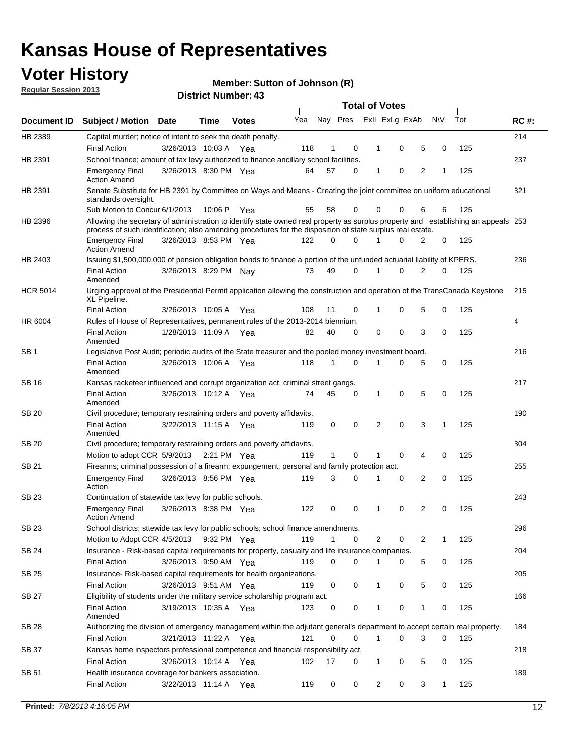# Kansas House of Representatives

## Voter History

**Regular Session 2013**

**Member: Sutton of Johnson (R)**

**District Number: 43**

| Document ID | Subject / Motion | Date | Time | Votes | Yea | Nay | Pres | ExII | ExLg | ExAb | N\V | Tot | RC #: |
|---|---|---|---|---|---|---|---|---|---|---|---|---|---|
| HB 2389 | Capital murder; notice of intent to seek the death penalty. | | | | | | | | | | | | 214 |
| | Final Action | 3/26/2013 | 10:03 A | Yea | 118 | 1 | 0 | 1 | 0 | 5 | 0 | 125 | |
| HB 2391 | School finance; amount of tax levy authorized to finance ancillary school facilities. | | | | | | | | | | | | 237 |
| | Emergency Final Action Amend | 3/26/2013 | 8:30 PM | Yea | 64 | 57 | 0 | 1 | 0 | 2 | 1 | 125 | |
| HB 2391 | Senate Substitute for HB 2391 by Committee on Ways and Means - Creating the joint committee on uniform educational standards oversight. | | | | | | | | | | | | 321 |
| | Sub Motion to Concur | 6/1/2013 | 10:06 P | Yea | 55 | 58 | 0 | 0 | 0 | 6 | 6 | 125 | |
| HB 2396 | Allowing the secretary of administration to identify state owned real property as surplus property and establishing an appeals process of such identification; also amending procedures for the disposition of state surplus real estate. | | | | | | | | | | | | 253 |
| | Emergency Final Action Amend | 3/26/2013 | 8:53 PM | Yea | 122 | 0 | 0 | 1 | 0 | 2 | 0 | 125 | |
| HB 2403 | Issuing $1,500,000,000 of pension obligation bonds to finance a portion of the unfunded actuarial liability of KPERS. | | | | | | | | | | | | 236 |
| | Final Action Amended | 3/26/2013 | 8:29 PM | Nay | 73 | 49 | 0 | 1 | 0 | 2 | 0 | 125 | |
| HCR 5014 | Urging approval of the Presidential Permit application allowing the construction and operation of the TransCanada Keystone XL Pipeline. | | | | | | | | | | | | 215 |
| | Final Action | 3/26/2013 | 10:05 A | Yea | 108 | 11 | 0 | 1 | 0 | 5 | 0 | 125 | |
| HR 6004 | Rules of House of Representatives, permanent rules of the 2013-2014 biennium. | | | | | | | | | | | | 4 |
| | Final Action Amended | 1/28/2013 | 11:09 A | Yea | 82 | 40 | 0 | 0 | 0 | 3 | 0 | 125 | |
| SB 1 | Legislative Post Audit; periodic audits of the State treasurer and the pooled money investment board. | | | | | | | | | | | | 216 |
| | Final Action Amended | 3/26/2013 | 10:06 A | Yea | 118 | 1 | 0 | 1 | 0 | 5 | 0 | 125 | |
| SB 16 | Kansas racketeer influenced and corrupt organization act, criminal street gangs. | | | | | | | | | | | | 217 |
| | Final Action Amended | 3/26/2013 | 10:12 A | Yea | 74 | 45 | 0 | 1 | 0 | 5 | 0 | 125 | |
| SB 20 | Civil procedure; temporary restraining orders and poverty affidavits. | | | | | | | | | | | | 190 |
| | Final Action Amended | 3/22/2013 | 11:15 A | Yea | 119 | 0 | 0 | 2 | 0 | 3 | 1 | 125 | |
| SB 20 | Civil procedure; temporary restraining orders and poverty affidavits. | | | | | | | | | | | | 304 |
| | Motion to adopt CCR | 5/9/2013 | 2:21 PM | Yea | 119 | 1 | 0 | 1 | 0 | 4 | 0 | 125 | |
| SB 21 | Firearms; criminal possession of a firearm; expungement; personal and family protection act. | | | | | | | | | | | | 255 |
| | Emergency Final Action | 3/26/2013 | 8:56 PM | Yea | 119 | 3 | 0 | 1 | 0 | 2 | 0 | 125 | |
| SB 23 | Continuation of statewide tax levy for public schools. | | | | | | | | | | | | 243 |
| | Emergency Final Action Amend | 3/26/2013 | 8:38 PM | Yea | 122 | 0 | 0 | 1 | 0 | 2 | 0 | 125 | |
| SB 23 | School districts; sttewide tax levy for public schools; school finance amendments. | | | | | | | | | | | | 296 |
| | Motion to Adopt CCR | 4/5/2013 | 9:32 PM | Yea | 119 | 1 | 0 | 2 | 0 | 2 | 1 | 125 | |
| SB 24 | Insurance - Risk-based capital requirements for property, casualty and life insurance companies. | | | | | | | | | | | | 204 |
| | Final Action | 3/26/2013 | 9:50 AM | Yea | 119 | 0 | 0 | 1 | 0 | 5 | 0 | 125 | |
| SB 25 | Insurance- Risk-based capital requirements for health organizations. | | | | | | | | | | | | 205 |
| | Final Action | 3/26/2013 | 9:51 AM | Yea | 119 | 0 | 0 | 1 | 0 | 5 | 0 | 125 | |
| SB 27 | Eligibility of students under the military service scholarship program act. | | | | | | | | | | | | 166 |
| | Final Action Amended | 3/19/2013 | 10:35 A | Yea | 123 | 0 | 0 | 1 | 0 | 1 | 0 | 125 | |
| SB 28 | Authorizing the division of emergency management within the adjutant general's department to accept certain real property. | | | | | | | | | | | | 184 |
| | Final Action | 3/21/2013 | 11:22 A | Yea | 121 | 0 | 0 | 1 | 0 | 3 | 0 | 125 | |
| SB 37 | Kansas home inspectors professional competence and financial responsibility act. | | | | | | | | | | | | 218 |
| | Final Action | 3/26/2013 | 10:14 A | Yea | 102 | 17 | 0 | 1 | 0 | 5 | 0 | 125 | |
| SB 51 | Health insurance coverage for bankers association. | | | | | | | | | | | | 189 |
| | Final Action | 3/22/2013 | 11:14 A | Yea | 119 | 0 | 0 | 2 | 0 | 3 | 1 | 125 | |

**Printed:** *7/8/2013 4:16:05 PM*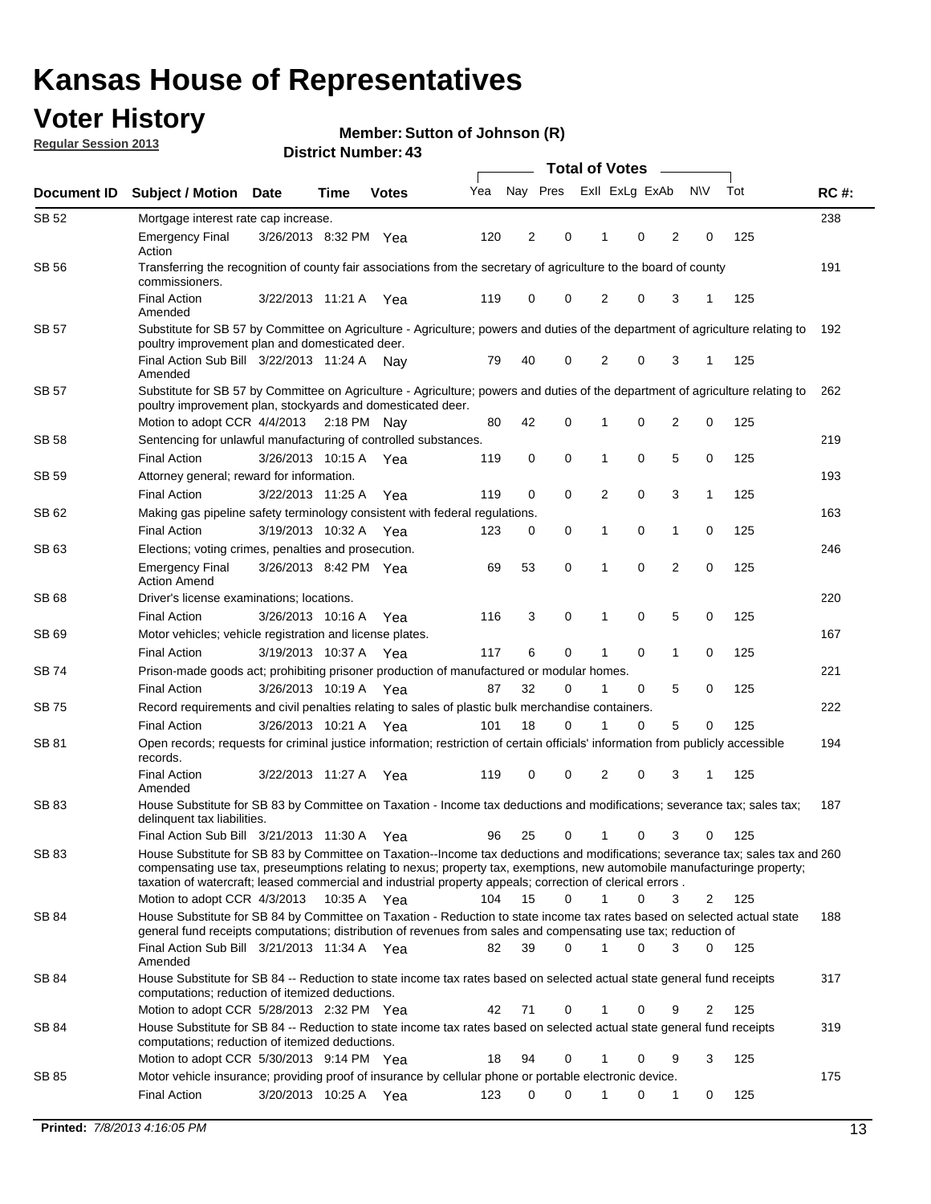# Kansas House of Representatives

## Voter History

**Regular Session 2013**

**Member: Sutton of Johnson (R)**

**District Number: 43**

| Document ID | Subject / Motion | Date | Time | Votes | Yea | Nay | Pres | ExII | ExLg | ExAb | N\V | Tot | RC #: |
|---|---|---|---|---|---|---|---|---|---|---|---|---|---|
| SB 52 | Mortgage interest rate cap increase. | | | | | | | | | | | | 238 |
| | Emergency Final Action | 3/26/2013 | 8:32 PM | Yea | 120 | 2 | 0 | 1 | 0 | 2 | 0 | 125 | |
| SB 56 | Transferring the recognition of county fair associations from the secretary of agriculture to the board of county commissioners. | | | | | | | | | | | | 191 |
| | Final Action Amended | 3/22/2013 | 11:21 A | Yea | 119 | 0 | 0 | 2 | 0 | 3 | 1 | 125 | |
| SB 57 | Substitute for SB 57 by Committee on Agriculture - Agriculture; powers and duties of the department of agriculture relating to poultry improvement plan and domesticated deer. | | | | | | | | | | | | 192 |
| | Final Action Sub Bill Amended | 3/22/2013 | 11:24 A | Nay | 79 | 40 | 0 | 2 | 0 | 3 | 1 | 125 | |
| SB 57 | Substitute for SB 57 by Committee on Agriculture - Agriculture; powers and duties of the department of agriculture relating to poultry improvement plan, stockyards and domesticated deer. | | | | | | | | | | | | 262 |
| | Motion to adopt CCR | 4/4/2013 | 2:18 PM | Nay | 80 | 42 | 0 | 1 | 0 | 2 | 0 | 125 | |
| SB 58 | Sentencing for unlawful manufacturing of controlled substances. | | | | | | | | | | | | 219 |
| | Final Action | 3/26/2013 | 10:15 A | Yea | 119 | 0 | 0 | 1 | 0 | 5 | 0 | 125 | |
| SB 59 | Attorney general; reward for information. | | | | | | | | | | | | 193 |
| | Final Action | 3/22/2013 | 11:25 A | Yea | 119 | 0 | 0 | 2 | 0 | 3 | 1 | 125 | |
| SB 62 | Making gas pipeline safety terminology consistent with federal regulations. | | | | | | | | | | | | 163 |
| | Final Action | 3/19/2013 | 10:32 A | Yea | 123 | 0 | 0 | 1 | 0 | 1 | 0 | 125 | |
| SB 63 | Elections; voting crimes, penalties and prosecution. | | | | | | | | | | | | 246 |
| | Emergency Final Action Amend | 3/26/2013 | 8:42 PM | Yea | 69 | 53 | 0 | 1 | 0 | 2 | 0 | 125 | |
| SB 68 | Driver's license examinations; locations. | | | | | | | | | | | | 220 |
| | Final Action | 3/26/2013 | 10:16 A | Yea | 116 | 3 | 0 | 1 | 0 | 5 | 0 | 125 | |
| SB 69 | Motor vehicles; vehicle registration and license plates. | | | | | | | | | | | | 167 |
| | Final Action | 3/19/2013 | 10:37 A | Yea | 117 | 6 | 0 | 1 | 0 | 1 | 0 | 125 | |
| SB 74 | Prison-made goods act; prohibiting prisoner production of manufactured or modular homes. | | | | | | | | | | | | 221 |
| | Final Action | 3/26/2013 | 10:19 A | Yea | 87 | 32 | 0 | 1 | 0 | 5 | 0 | 125 | |
| SB 75 | Record requirements and civil penalties relating to sales of plastic bulk merchandise containers. | | | | | | | | | | | | 222 |
| | Final Action | 3/26/2013 | 10:21 A | Yea | 101 | 18 | 0 | 1 | 0 | 5 | 0 | 125 | |
| SB 81 | Open records; requests for criminal justice information; restriction of certain officials' information from publicly accessible records. | | | | | | | | | | | | 194 |
| | Final Action Amended | 3/22/2013 | 11:27 A | Yea | 119 | 0 | 0 | 2 | 0 | 3 | 1 | 125 | |
| SB 83 | House Substitute for SB 83 by Committee on Taxation - Income tax deductions and modifications; severance tax; sales tax; delinquent tax liabilities. | | | | | | | | | | | | 187 |
| | Final Action Sub Bill | 3/21/2013 | 11:30 A | Yea | 96 | 25 | 0 | 1 | 0 | 3 | 0 | 125 | |
| SB 83 | House Substitute for SB 83 by Committee on Taxation--Income tax deductions and modifications; severance tax; sales tax and compensating use tax, preseumptions relating to nexus; property tax, exemptions, new automobile manufacturinge property; taxation of watercraft; leased commercial and industrial property appeals; correction of clerical errors . | | | | | | | | | | | | 260 |
| | Motion to adopt CCR | 4/3/2013 | 10:35 A | Yea | 104 | 15 | 0 | 1 | 0 | 3 | 2 | 125 | |
| SB 84 | House Substitute for SB 84 by Committee on Taxation - Reduction to state income tax rates based on selected actual state general fund receipts computations; distribution of revenues from sales and compensating use tax; reduction of | | | | | | | | | | | | 188 |
| | Final Action Sub Bill Amended | 3/21/2013 | 11:34 A | Yea | 82 | 39 | 0 | 1 | 0 | 3 | 0 | 125 | |
| SB 84 | House Substitute for SB 84 -- Reduction to state income tax rates based on selected actual state general fund receipts computations; reduction of itemized deductions. | | | | | | | | | | | | 317 |
| | Motion to adopt CCR | 5/28/2013 | 2:32 PM | Yea | 42 | 71 | 0 | 1 | 0 | 9 | 2 | 125 | |
| SB 84 | House Substitute for SB 84 -- Reduction to state income tax rates based on selected actual state general fund receipts computations; reduction of itemized deductions. | | | | | | | | | | | | 319 |
| | Motion to adopt CCR | 5/30/2013 | 9:14 PM | Yea | 18 | 94 | 0 | 1 | 0 | 9 | 3 | 125 | |
| SB 85 | Motor vehicle insurance; providing proof of insurance by cellular phone or portable electronic device. | | | | | | | | | | | | 175 |
| | Final Action | 3/20/2013 | 10:25 A | Yea | 123 | 0 | 0 | 1 | 0 | 1 | 0 | 125 | |

**Printed:** 7/8/2013 4:16:05 PM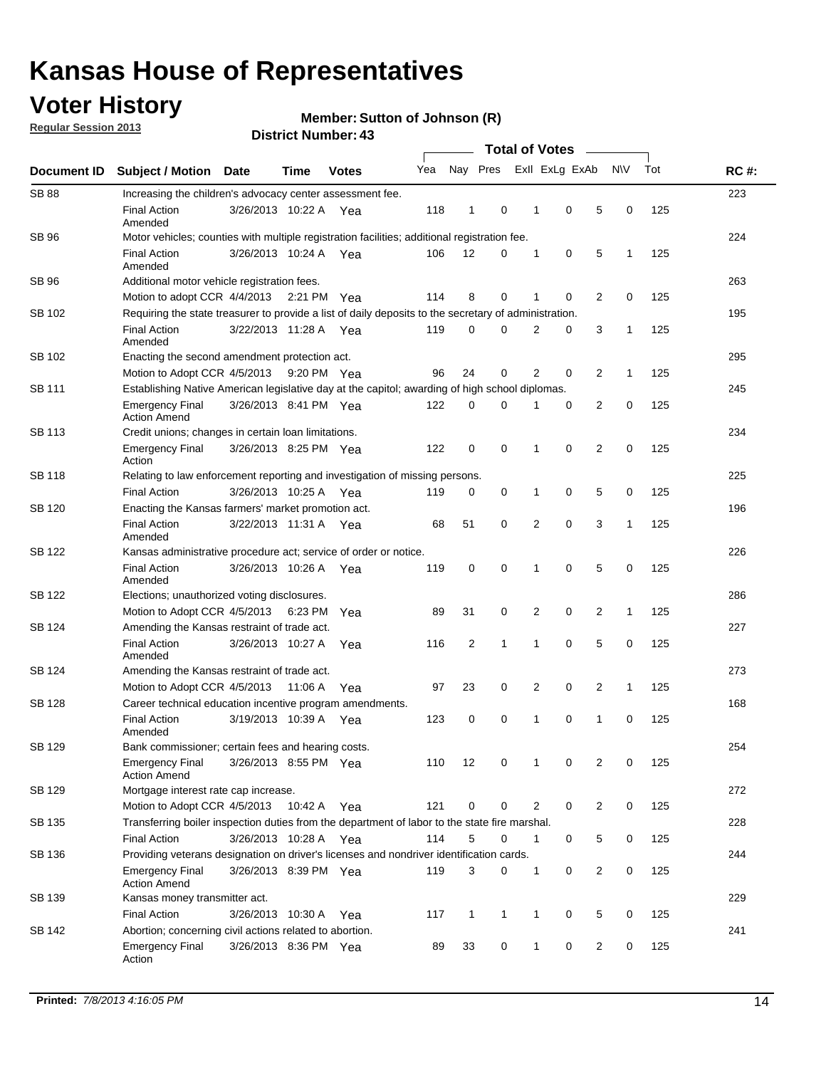# Kansas House of Representatives

## Voter History

**Regular Session 2013**

**Member: Sutton of Johnson (R)**

**District Number: 43**

| Document ID | Subject / Motion | Date | Time | Votes | Yea | Nay | Pres | ExII | ExLg | ExAb | N\V | Tot | RC #: |
|---|---|---|---|---|---|---|---|---|---|---|---|---|---|
| SB 88 | Increasing the children's advocacy center assessment fee. | | | | | | | | | | | | 223 |
| | Final Action Amended | 3/26/2013 | 10:22 A | Yea | 118 | 1 | 0 | 1 | 0 | 5 | 0 | 125 | |
| SB 96 | Motor vehicles; counties with multiple registration facilities; additional registration fee. | | | | | | | | | | | | 224 |
| | Final Action Amended | 3/26/2013 | 10:24 A | Yea | 106 | 12 | 0 | 1 | 0 | 5 | 1 | 125 | |
| SB 96 | Additional motor vehicle registration fees. | | | | | | | | | | | | 263 |
| | Motion to adopt CCR | 4/4/2013 | 2:21 PM | Yea | 114 | 8 | 0 | 1 | 0 | 2 | 0 | 125 | |
| SB 102 | Requiring the state treasurer to provide a list of daily deposits to the secretary of administration. | | | | | | | | | | | | 195 |
| | Final Action Amended | 3/22/2013 | 11:28 A | Yea | 119 | 0 | 0 | 2 | 0 | 3 | 1 | 125 | |
| SB 102 | Enacting the second amendment protection act. | | | | | | | | | | | | 295 |
| | Motion to Adopt CCR | 4/5/2013 | 9:20 PM | Yea | 96 | 24 | 0 | 2 | 0 | 2 | 1 | 125 | |
| SB 111 | Establishing Native American legislative day at the capitol; awarding of high school diplomas. | | | | | | | | | | | | 245 |
| | Emergency Final Action Amend | 3/26/2013 | 8:41 PM | Yea | 122 | 0 | 0 | 1 | 0 | 2 | 0 | 125 | |
| SB 113 | Credit unions; changes in certain loan limitations. | | | | | | | | | | | | 234 |
| | Emergency Final Action | 3/26/2013 | 8:25 PM | Yea | 122 | 0 | 0 | 1 | 0 | 2 | 0 | 125 | |
| SB 118 | Relating to law enforcement reporting and investigation of missing persons. | | | | | | | | | | | | 225 |
| | Final Action | 3/26/2013 | 10:25 A | Yea | 119 | 0 | 0 | 1 | 0 | 5 | 0 | 125 | |
| SB 120 | Enacting the Kansas farmers' market promotion act. | | | | | | | | | | | | 196 |
| | Final Action Amended | 3/22/2013 | 11:31 A | Yea | 68 | 51 | 0 | 2 | 0 | 3 | 1 | 125 | |
| SB 122 | Kansas administrative procedure act; service of order or notice. | | | | | | | | | | | | 226 |
| | Final Action Amended | 3/26/2013 | 10:26 A | Yea | 119 | 0 | 0 | 1 | 0 | 5 | 0 | 125 | |
| SB 122 | Elections; unauthorized voting disclosures. | | | | | | | | | | | | 286 |
| | Motion to Adopt CCR | 4/5/2013 | 6:23 PM | Yea | 89 | 31 | 0 | 2 | 0 | 2 | 1 | 125 | |
| SB 124 | Amending the Kansas restraint of trade act. | | | | | | | | | | | | 227 |
| | Final Action Amended | 3/26/2013 | 10:27 A | Yea | 116 | 2 | 1 | 1 | 0 | 5 | 0 | 125 | |
| SB 124 | Amending the Kansas restraint of trade act. | | | | | | | | | | | | 273 |
| | Motion to Adopt CCR | 4/5/2013 | 11:06 A | Yea | 97 | 23 | 0 | 2 | 0 | 2 | 1 | 125 | |
| SB 128 | Career technical education incentive program amendments. | | | | | | | | | | | | 168 |
| | Final Action Amended | 3/19/2013 | 10:39 A | Yea | 123 | 0 | 0 | 1 | 0 | 1 | 0 | 125 | |
| SB 129 | Bank commissioner; certain fees and hearing costs. | | | | | | | | | | | | 254 |
| | Emergency Final Action Amend | 3/26/2013 | 8:55 PM | Yea | 110 | 12 | 0 | 1 | 0 | 2 | 0 | 125 | |
| SB 129 | Mortgage interest rate cap increase. | | | | | | | | | | | | 272 |
| | Motion to Adopt CCR | 4/5/2013 | 10:42 A | Yea | 121 | 0 | 0 | 2 | 0 | 2 | 0 | 125 | |
| SB 135 | Transferring boiler inspection duties from the department of labor to the state fire marshal. | | | | | | | | | | | | 228 |
| | Final Action | 3/26/2013 | 10:28 A | Yea | 114 | 5 | 0 | 1 | 0 | 5 | 0 | 125 | |
| SB 136 | Providing veterans designation on driver's licenses and nondriver identification cards. | | | | | | | | | | | | 244 |
| | Emergency Final Action Amend | 3/26/2013 | 8:39 PM | Yea | 119 | 3 | 0 | 1 | 0 | 2 | 0 | 125 | |
| SB 139 | Kansas money transmitter act. | | | | | | | | | | | | 229 |
| | Final Action | 3/26/2013 | 10:30 A | Yea | 117 | 1 | 1 | 1 | 0 | 5 | 0 | 125 | |
| SB 142 | Abortion; concerning civil actions related to abortion. | | | | | | | | | | | | 241 |
| | Emergency Final Action | 3/26/2013 | 8:36 PM | Yea | 89 | 33 | 0 | 1 | 0 | 2 | 0 | 125 | |

**Printed:** *7/8/2013 4:16:05 PM*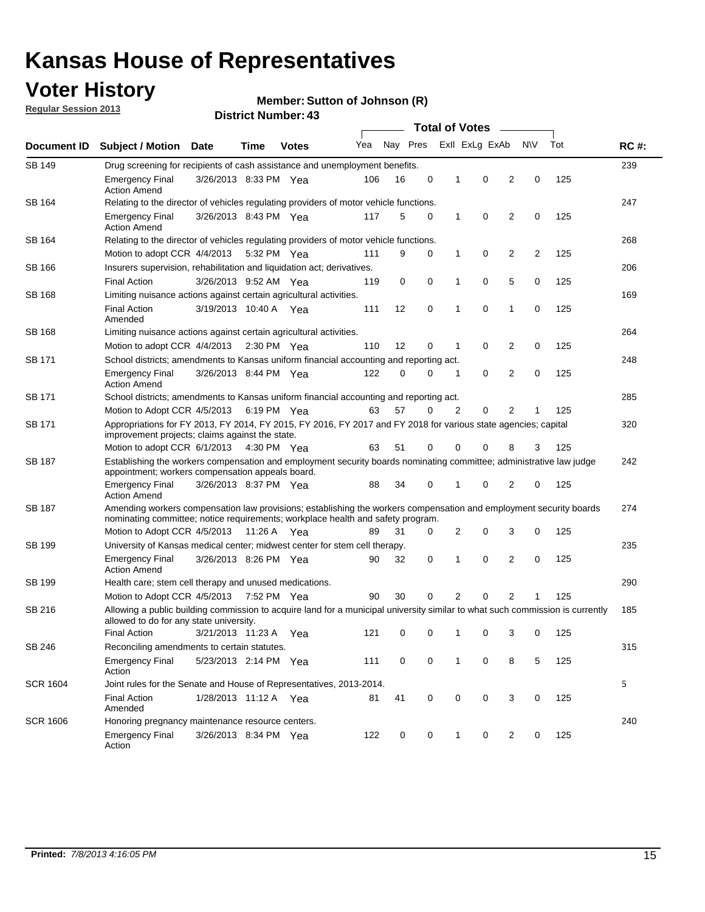# Kansas House of Representatives

## Voter History

**Regular Session 2013**

**Member: Sutton of Johnson (R)**

**District Number: 43**

| Document ID | Subject / Motion | Date | Time | Votes | Yea | Nay | Pres | ExII | ExLg | ExAb | N\V | Tot | RC #: |
|---|---|---|---|---|---|---|---|---|---|---|---|---|---|
| SB 149 | Drug screening for recipients of cash assistance and unemployment benefits. | | | | | | | | | | | | 239 |
| | Emergency Final Action Amend | 3/26/2013 | 8:33 PM | Yea | 106 | 16 | 0 | 1 | 0 | 2 | 0 | 125 | |
| SB 164 | Relating to the director of vehicles regulating providers of motor vehicle functions. | | | | | | | | | | | | 247 |
| | Emergency Final Action Amend | 3/26/2013 | 8:43 PM | Yea | 117 | 5 | 0 | 1 | 0 | 2 | 0 | 125 | |
| SB 164 | Relating to the director of vehicles regulating providers of motor vehicle functions. | | | | | | | | | | | | 268 |
| | Motion to adopt CCR | 4/4/2013 | 5:32 PM | Yea | 111 | 9 | 0 | 1 | 0 | 2 | 2 | 125 | |
| SB 166 | Insurers supervision, rehabilitation and liquidation act; derivatives. | | | | | | | | | | | | 206 |
| | Final Action | 3/26/2013 | 9:52 AM | Yea | 119 | 0 | 0 | 1 | 0 | 5 | 0 | 125 | |
| SB 168 | Limiting nuisance actions against certain agricultural activities. | | | | | | | | | | | | 169 |
| | Final Action Amended | 3/19/2013 | 10:40 A | Yea | 111 | 12 | 0 | 1 | 0 | 1 | 0 | 125 | |
| SB 168 | Limiting nuisance actions against certain agricultural activities. | | | | | | | | | | | | 264 |
| | Motion to adopt CCR | 4/4/2013 | 2:30 PM | Yea | 110 | 12 | 0 | 1 | 0 | 2 | 0 | 125 | |
| SB 171 | School districts; amendments to Kansas uniform financial accounting and reporting act. | | | | | | | | | | | | 248 |
| | Emergency Final Action Amend | 3/26/2013 | 8:44 PM | Yea | 122 | 0 | 0 | 1 | 0 | 2 | 0 | 125 | |
| SB 171 | School districts; amendments to Kansas uniform financial accounting and reporting act. | | | | | | | | | | | | 285 |
| | Motion to Adopt CCR | 4/5/2013 | 6:19 PM | Yea | 63 | 57 | 0 | 2 | 0 | 2 | 1 | 125 | |
| SB 171 | Appropriations for FY 2013, FY 2014, FY 2015, FY 2016, FY 2017 and FY 2018 for various state agencies; capital improvement projects; claims against the state. | | | | | | | | | | | | 320 |
| | Motion to adopt CCR | 6/1/2013 | 4:30 PM | Yea | 63 | 51 | 0 | 0 | 0 | 8 | 3 | 125 | |
| SB 187 | Establishing the workers compensation and employment security boards nominating committee; administrative law judge appointment; workers compensation appeals board. | | | | | | | | | | | | 242 |
| | Emergency Final Action Amend | 3/26/2013 | 8:37 PM | Yea | 88 | 34 | 0 | 1 | 0 | 2 | 0 | 125 | |
| SB 187 | Amending workers compensation law provisions; establishing the workers compensation and employment security boards nominating committee; notice requirements; workplace health and safety program. | | | | | | | | | | | | 274 |
| | Motion to Adopt CCR | 4/5/2013 | 11:26 A | Yea | 89 | 31 | 0 | 2 | 0 | 3 | 0 | 125 | |
| SB 199 | University of Kansas medical center; midwest center for stem cell therapy. | | | | | | | | | | | | 235 |
| | Emergency Final Action Amend | 3/26/2013 | 8:26 PM | Yea | 90 | 32 | 0 | 1 | 0 | 2 | 0 | 125 | |
| SB 199 | Health care; stem cell therapy and unused medications. | | | | | | | | | | | | 290 |
| | Motion to Adopt CCR | 4/5/2013 | 7:52 PM | Yea | 90 | 30 | 0 | 2 | 0 | 2 | 1 | 125 | |
| SB 216 | Allowing a public building commission to acquire land for a municipal university similar to what such commission is currently allowed to do for any state university. | | | | | | | | | | | | 185 |
| | Final Action | 3/21/2013 | 11:23 A | Yea | 121 | 0 | 0 | 1 | 0 | 3 | 0 | 125 | |
| SB 246 | Reconciling amendments to certain statutes. | | | | | | | | | | | | 315 |
| | Emergency Final Action | 5/23/2013 | 2:14 PM | Yea | 111 | 0 | 0 | 1 | 0 | 8 | 5 | 125 | |
| SCR 1604 | Joint rules for the Senate and House of Representatives, 2013-2014. | | | | | | | | | | | | 5 |
| | Final Action Amended | 1/28/2013 | 11:12 A | Yea | 81 | 41 | 0 | 0 | 0 | 3 | 0 | 125 | |
| SCR 1606 | Honoring pregnancy maintenance resource centers. | | | | | | | | | | | | 240 |
| | Emergency Final Action | 3/26/2013 | 8:34 PM | Yea | 122 | 0 | 0 | 1 | 0 | 2 | 0 | 125 | |

**Printed:** *7/8/2013 4:16:05 PM*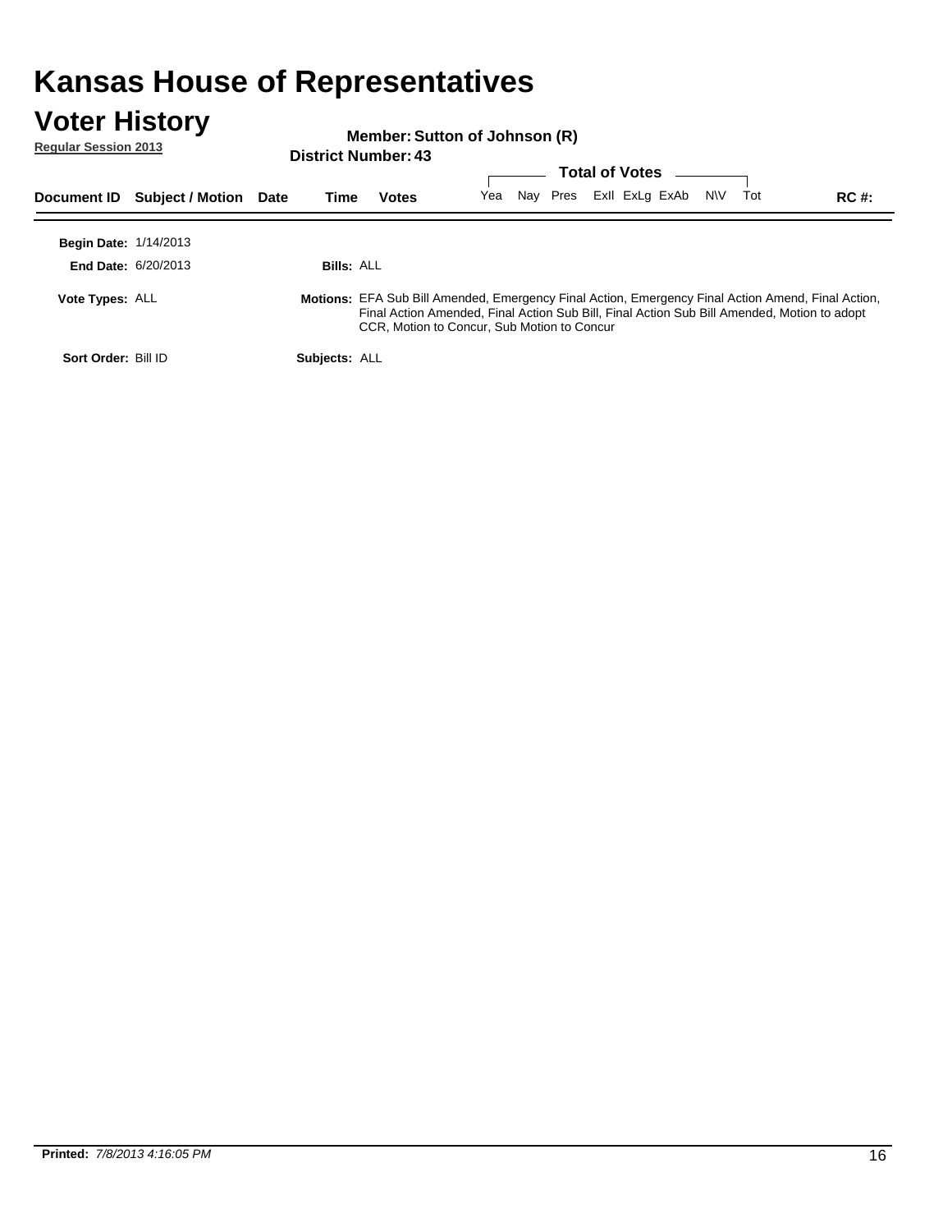# Kansas House of Representatives

## Voter History

**Regular Session 2013**

**Member: Sutton of Johnson (R)**

**District Number: 43**

| Document ID | Subject / Motion | Date | Time | Votes | Total of Votes | | | | | | | | RC #: |
|---|---|---|---|---|---|---|---|---|---|---|---|---|---|
| | | | | | Yea | Nay | Pres | ExII | ExLg | ExAb | N\V | Tot | |

**Begin Date:** 1/14/2013

**End Date:** 6/20/2013

**Bills:** ALL

**Vote Types:** ALL

**Motions:** EFA Sub Bill Amended, Emergency Final Action, Emergency Final Action Amend, Final Action, Final Action Amended, Final Action Sub Bill, Final Action Sub Bill Amended, Motion to adopt CCR, Motion to Concur, Sub Motion to Concur

**Sort Order:** Bill ID

**Subjects:** ALL

**Printed:** *7/8/2013 4:16:05 PM*